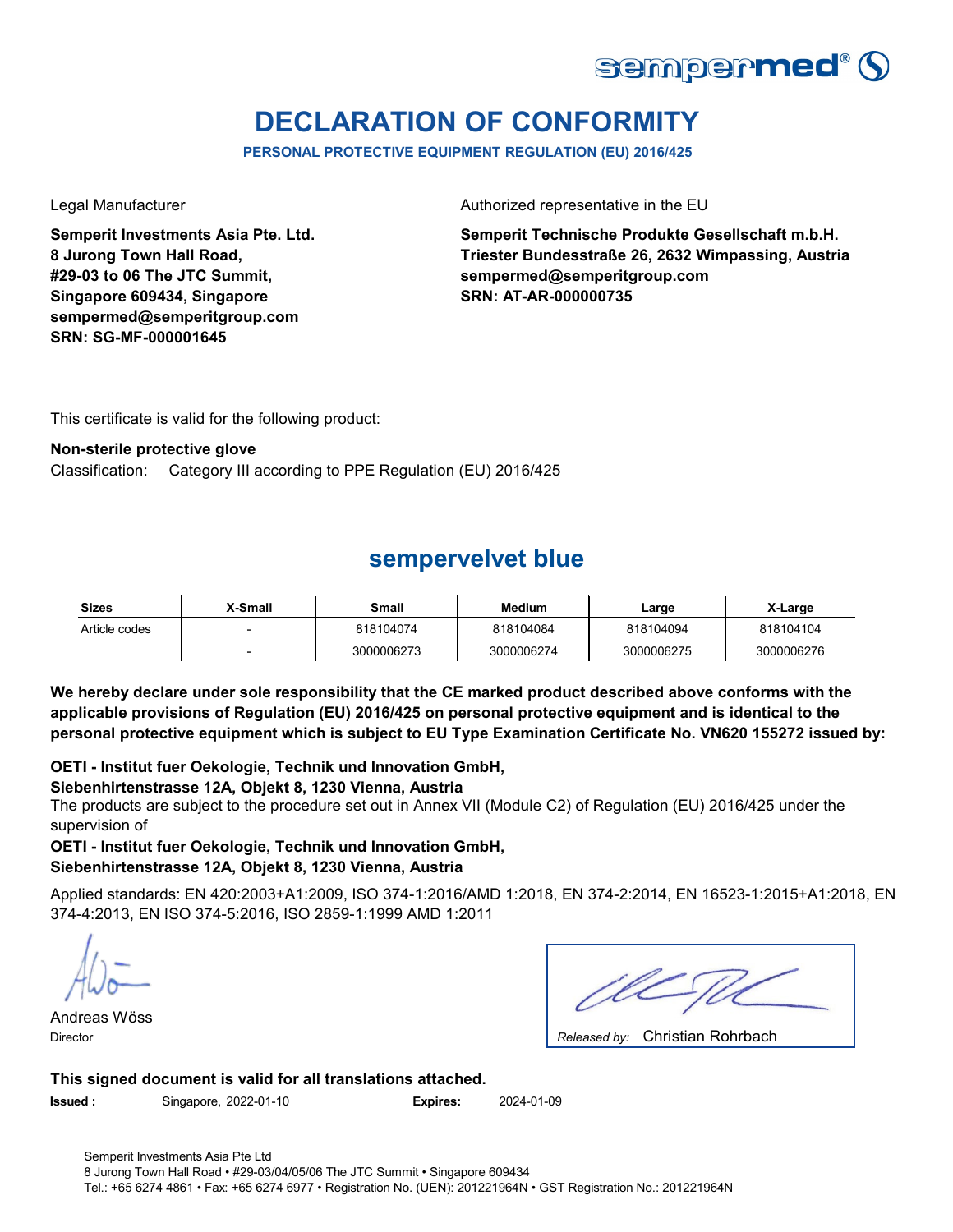# DECLARATION OF CONFORMITY

**PERSONAL PROTECTIVE EQUIPMENT REGULATION (EU) 2016/425**

Legal Manufacturer

**Semperit Investments Asia Pte. Ltd.**
**8 Jurong Town Hall Road,**
**#29-03 to 06 The JTC Summit,**
**Singapore 609434, Singapore**
**sempermed@semperitgroup.com**
**SRN: SG-MF-000001645**

Authorized representative in the EU

**Semperit Technische Produkte Gesellschaft m.b.H.**
**Triester Bundesstraße 26, 2632 Wimpassing, Austria**
**sempermed@semperitgroup.com**
**SRN: AT-AR-000000735**

This certificate is valid for the following product:

**Non-sterile protective glove**

Classification: Category III according to PPE Regulation (EU) 2016/425

## sempervelvet blue

| Sizes | X-Small | Small | Medium | Large | X-Large |
|---|---|---|---|---|---|
| Article codes | - | 818104074 | 818104084 | 818104094 | 818104104 |
| | - | 3000006273 | 3000006274 | 3000006275 | 3000006276 |

**We hereby declare under sole responsibility that the CE marked product described above conforms with the applicable provisions of Regulation (EU) 2016/425 on personal protective equipment and is identical to the personal protective equipment which is subject to EU Type Examination Certificate No. VN620 155272 issued by:**

**OETI - Institut fuer Oekologie, Technik und Innovation GmbH,**
**Siebenhirtenstrasse 12A, Objekt 8, 1230 Vienna, Austria**

The products are subject to the procedure set out in Annex VII (Module C2) of Regulation (EU) 2016/425 under the supervision of

**OETI - Institut fuer Oekologie, Technik und Innovation GmbH,**
**Siebenhirtenstrasse 12A, Objekt 8, 1230 Vienna, Austria**

Applied standards: EN 420:2003+A1:2009, ISO 374-1:2016/AMD 1:2018, EN 374-2:2014, EN 16523-1:2015+A1:2018, EN 374-4:2013, EN ISO 374-5:2016, ISO 2859-1:1999 AMD 1:2011

Andreas Wöss
Director

*Released by:* Christian Rohrbach

**This signed document is valid for all translations attached.**

**Issued :** Singapore, 2022-01-10 **Expires:** 2024-01-09

Semperit Investments Asia Pte Ltd
8 Jurong Town Hall Road • #29-03/04/05/06 The JTC Summit • Singapore 609434
Tel.: +65 6274 4861 • Fax: +65 6274 6977 • Registration No. (UEN): 201221964N • GST Registration No.: 201221964N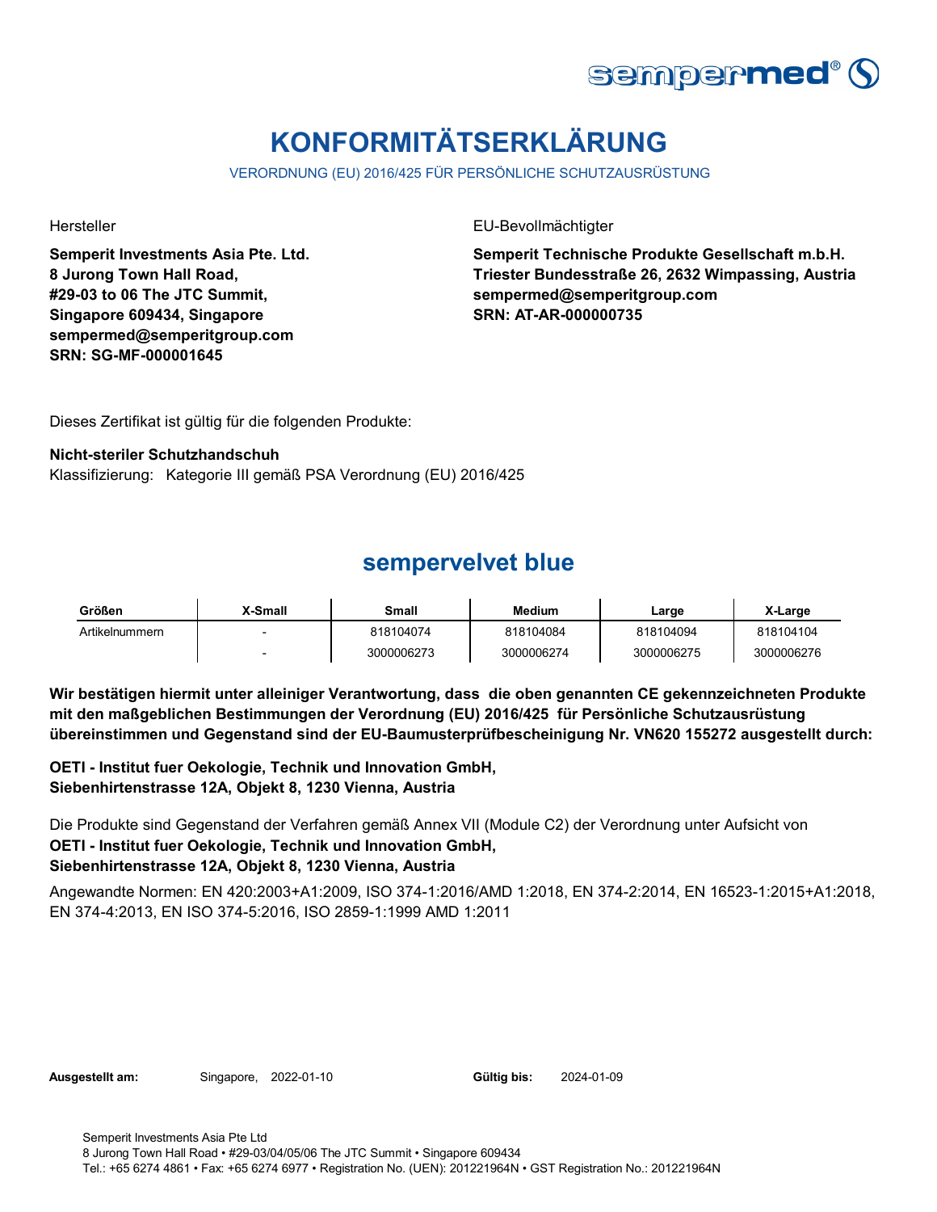# KONFORMITÄTSERKLÄRUNG

VERORDNUNG (EU) 2016/425 FÜR PERSÖNLICHE SCHUTZAUSRÜSTUNG

Hersteller

**Semperit Investments Asia Pte. Ltd.**
**8 Jurong Town Hall Road,**
**#29-03 to 06 The JTC Summit,**
**Singapore 609434, Singapore**
**sempermed@semperitgroup.com**
**SRN: SG-MF-000001645**

EU-Bevollmächtigter

**Semperit Technische Produkte Gesellschaft m.b.H.**
**Triester Bundesstraße 26, 2632 Wimpassing, Austria**
**sempermed@semperitgroup.com**
**SRN: AT-AR-000000735**

Dieses Zertifikat ist gültig für die folgenden Produkte:

**Nicht-steriler Schutzhandschuh**
Klassifizierung: Kategorie III gemäß PSA Verordnung (EU) 2016/425

## sempervelvet blue

| Größen | X-Small | Small | Medium | Large | X-Large |
|---|---|---|---|---|---|
| Artikelnummern | - | 818104074 | 818104084 | 818104094 | 818104104 |
| | - | 3000006273 | 3000006274 | 3000006275 | 3000006276 |

**Wir bestätigen hiermit unter alleiniger Verantwortung, dass die oben genannten CE gekennzeichneten Produkte mit den maßgeblichen Bestimmungen der Verordnung (EU) 2016/425 für Persönliche Schutzausrüstung übereinstimmen und Gegenstand sind der EU-Baumusterprüfbescheinigung Nr. VN620 155272 ausgestellt durch:**

**OETI - Institut fuer Oekologie, Technik und Innovation GmbH,**
**Siebenhirtenstrasse 12A, Objekt 8, 1230 Vienna, Austria**

Die Produkte sind Gegenstand der Verfahren gemäß Annex VII (Module C2) der Verordnung unter Aufsicht von
**OETI - Institut fuer Oekologie, Technik und Innovation GmbH,**
**Siebenhirtenstrasse 12A, Objekt 8, 1230 Vienna, Austria**

Angewandte Normen: EN 420:2003+A1:2009, ISO 374-1:2016/AMD 1:2018, EN 374-2:2014, EN 16523-1:2015+A1:2018, EN 374-4:2013, EN ISO 374-5:2016, ISO 2859-1:1999 AMD 1:2011

**Ausgestellt am:** Singapore, 2022-01-10 **Gültig bis:** 2024-01-09

Semperit Investments Asia Pte Ltd
8 Jurong Town Hall Road • #29-03/04/05/06 The JTC Summit • Singapore 609434
Tel.: +65 6274 4861 • Fax: +65 6274 6977 • Registration No. (UEN): 201221964N • GST Registration No.: 201221964N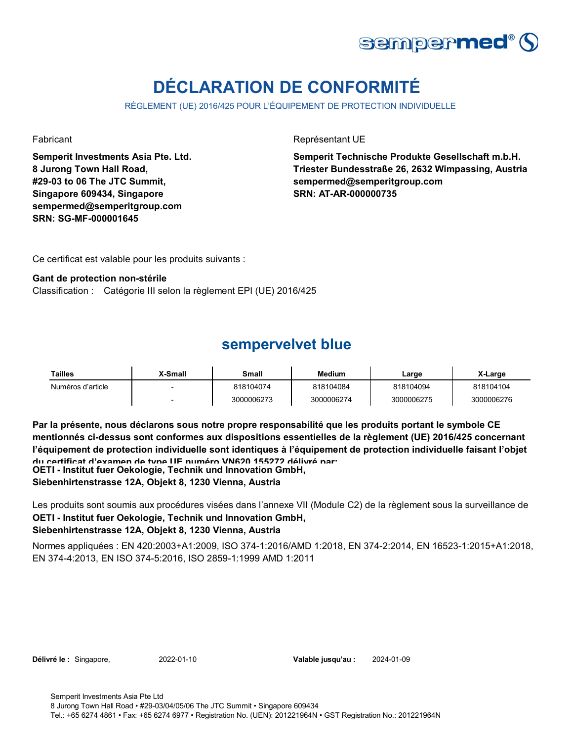# DÉCLARATION DE CONFORMITÉ

RÈGLEMENT (UE) 2016/425 POUR L'ÉQUIPEMENT DE PROTECTION INDIVIDUELLE

Fabricant

**Semperit Investments Asia Pte. Ltd.**
**8 Jurong Town Hall Road,**
**#29-03 to 06 The JTC Summit,**
**Singapore 609434, Singapore**
**sempermed@semperitgroup.com**
**SRN: SG-MF-000001645**

Représentant UE

**Semperit Technische Produkte Gesellschaft m.b.H.**
**Triester Bundesstraße 26, 2632 Wimpassing, Austria**
**sempermed@semperitgroup.com**
**SRN: AT-AR-000000735**

Ce certificat est valable pour les produits suivants :

**Gant de protection non-stérile**
Classification : Catégorie III selon la règlement EPI (UE) 2016/425

## sempervelvet blue

| Tailles | X-Small | Small | Medium | Large | X-Large |
|---|---|---|---|---|---|
| Numéros d'article | - | 818104074 | 818104084 | 818104094 | 818104104 |
| | - | 3000006273 | 3000006274 | 3000006275 | 3000006276 |

**Par la présente, nous déclarons sous notre propre responsabilité que les produits portant le symbole CE mentionnés ci-dessus sont conformes aux dispositions essentielles de la règlement (UE) 2016/425 concernant l'équipement de protection individuelle sont identiques à l'équipement de protection individuelle faisant l'objet du certificat d'examen de type UE numéro VN620 155272 délivré par:**
**OETI - Institut fuer Oekologie, Technik und Innovation GmbH,**
**Siebenhirtenstrasse 12A, Objekt 8, 1230 Vienna, Austria**

Les produits sont soumis aux procédures visées dans l'annexe VII (Module C2) de la règlement sous la surveillance de
**OETI - Institut fuer Oekologie, Technik und Innovation GmbH,**
**Siebenhirtenstrasse 12A, Objekt 8, 1230 Vienna, Austria**

Normes appliquées : EN 420:2003+A1:2009, ISO 374-1:2016/AMD 1:2018, EN 374-2:2014, EN 16523-1:2015+A1:2018, EN 374-4:2013, EN ISO 374-5:2016, ISO 2859-1:1999 AMD 1:2011

**Délivré le :** Singapore, 2022-01-10 **Valable jusqu'au :** 2024-01-09

Semperit Investments Asia Pte Ltd
8 Jurong Town Hall Road • #29-03/04/05/06 The JTC Summit • Singapore 609434
Tel.: +65 6274 4861 • Fax: +65 6274 6977 • Registration No. (UEN): 201221964N • GST Registration No.: 201221964N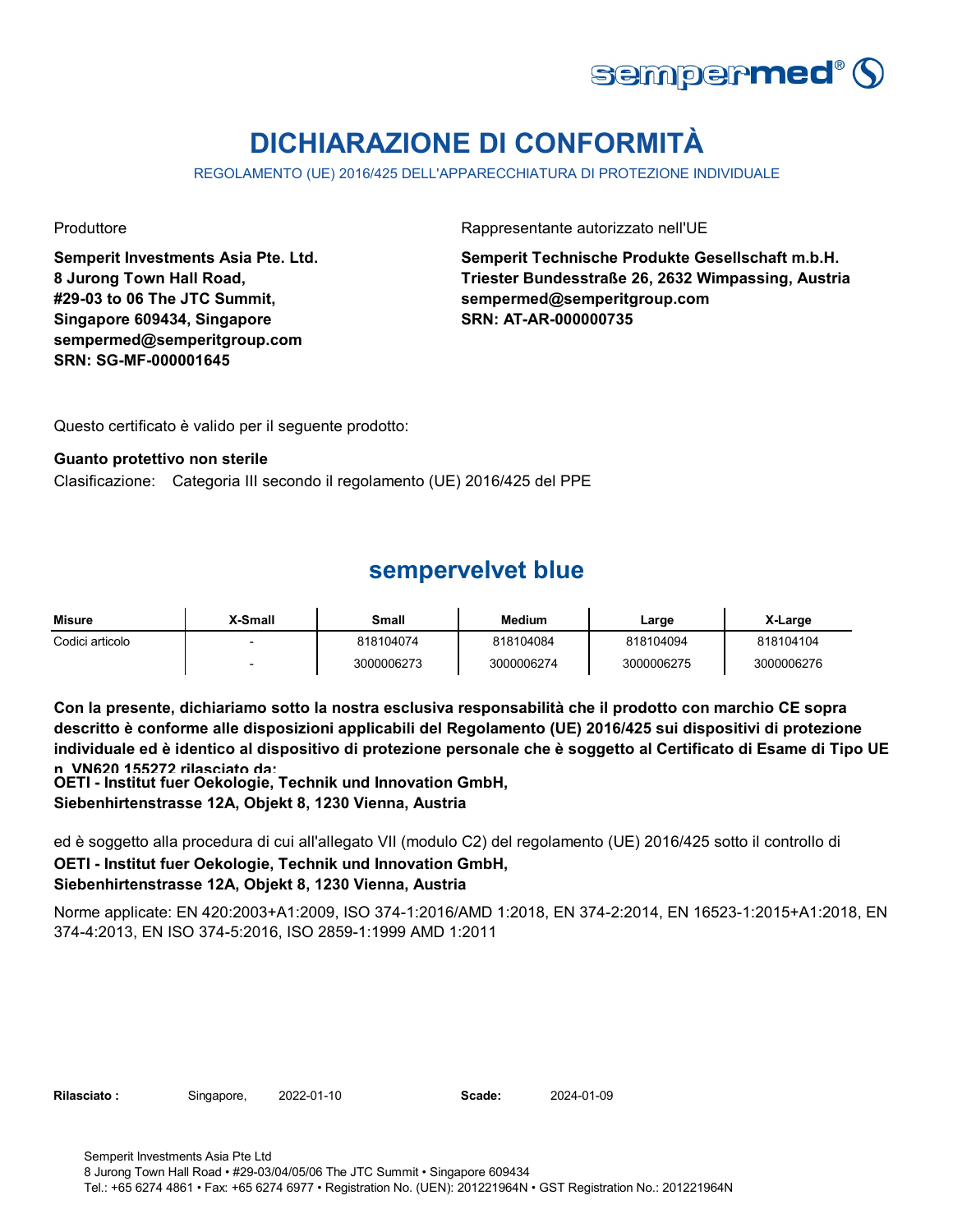# DICHIARAZIONE DI CONFORMITÀ

REGOLAMENTO (UE) 2016/425 DELL'APPARECCHIATURA DI PROTEZIONE INDIVIDUALE

Produttore

**Semperit Investments Asia Pte. Ltd.**
**8 Jurong Town Hall Road,**
**#29-03 to 06 The JTC Summit,**
**Singapore 609434, Singapore**
**sempermed@semperitgroup.com**
**SRN: SG-MF-000001645**

Rappresentante autorizzato nell'UE

**Semperit Technische Produkte Gesellschaft m.b.H.**
**Triester Bundesstraße 26, 2632 Wimpassing, Austria**
**sempermed@semperitgroup.com**
**SRN: AT-AR-000000735**

Questo certificato è valido per il seguente prodotto:

**Guanto protettivo non sterile**
Clasificazione: Categoria III secondo il regolamento (UE) 2016/425 del PPE

## sempervelvet blue

| Misure | X-Small | Small | Medium | Large | X-Large |
|---|---|---|---|---|---|
| Codici articolo | - | 818104074 | 818104084 | 818104094 | 818104104 |
| | - | 3000006273 | 3000006274 | 3000006275 | 3000006276 |

**Con la presente, dichiariamo sotto la nostra esclusiva responsabilità che il prodotto con marchio CE sopra descritto è conforme alle disposizioni applicabili del Regolamento (UE) 2016/425 sui dispositivi di protezione individuale ed è identico al dispositivo di protezione personale che è soggetto al Certificato di Esame di Tipo UE n. VN620 155272 rilasciato da:**
**OETI - Institut fuer Oekologie, Technik und Innovation GmbH,**
**Siebenhirtenstrasse 12A, Objekt 8, 1230 Vienna, Austria**

ed è soggetto alla procedura di cui all'allegato VII (modulo C2) del regolamento (UE) 2016/425 sotto il controllo di
**OETI - Institut fuer Oekologie, Technik und Innovation GmbH,**
**Siebenhirtenstrasse 12A, Objekt 8, 1230 Vienna, Austria**

Norme applicate: EN 420:2003+A1:2009, ISO 374-1:2016/AMD 1:2018, EN 374-2:2014, EN 16523-1:2015+A1:2018, EN 374-4:2013, EN ISO 374-5:2016, ISO 2859-1:1999 AMD 1:2011

**Rilasciato :** Singapore, 2022-01-10 **Scade:** 2024-01-09

Semperit Investments Asia Pte Ltd
8 Jurong Town Hall Road • #29-03/04/05/06 The JTC Summit • Singapore 609434
Tel.: +65 6274 4861 • Fax: +65 6274 6977 • Registration No. (UEN): 201221964N • GST Registration No.: 201221964N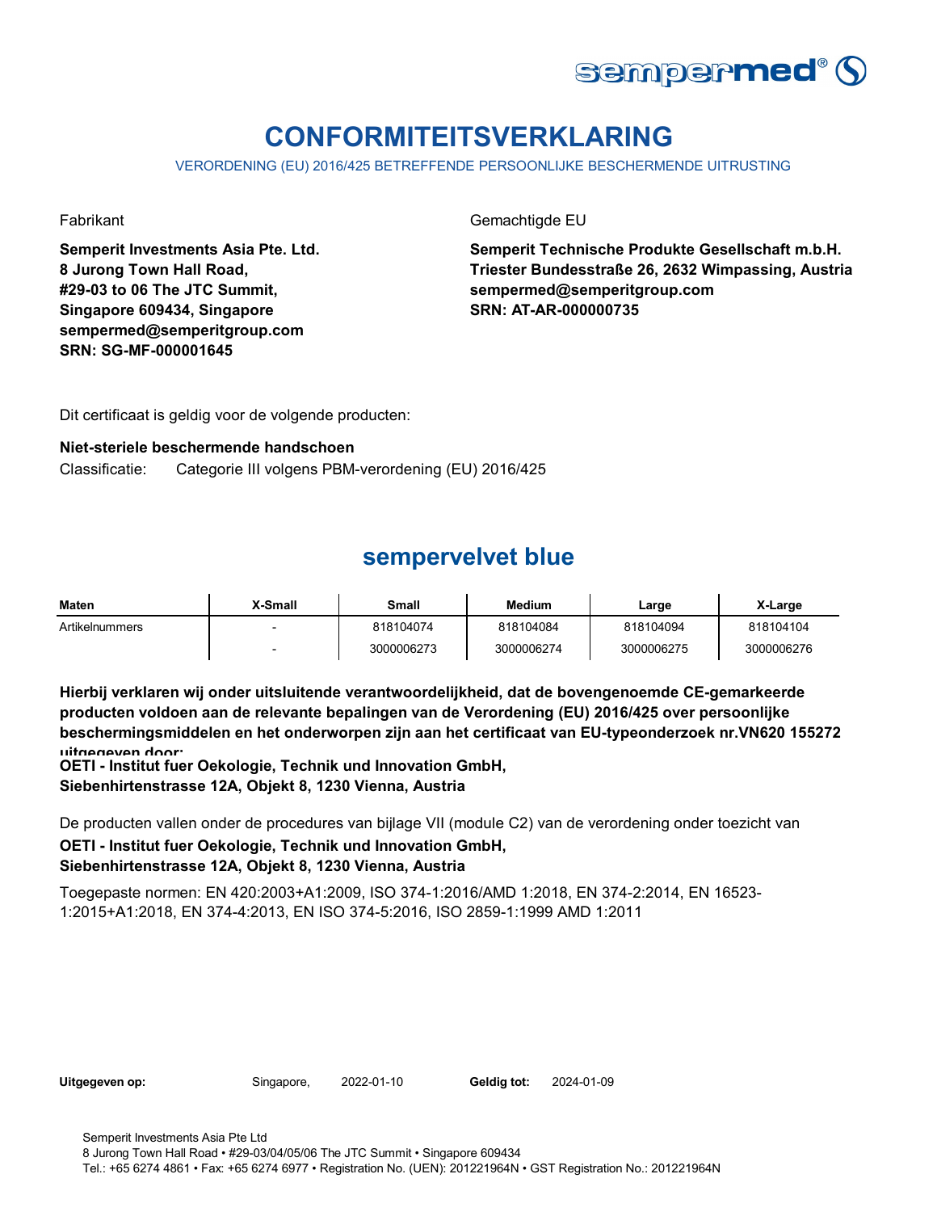# CONFORMITEITSVERKLARING

VERORDENING (EU) 2016/425 BETREFFENDE PERSOONLIJKE BESCHERMENDE UITRUSTING

Fabrikant

**Semperit Investments Asia Pte. Ltd.**
**8 Jurong Town Hall Road,**
**#29-03 to 06 The JTC Summit,**
**Singapore 609434, Singapore**
**sempermed@semperitgroup.com**
**SRN: SG-MF-000001645**

Gemachtigde EU

**Semperit Technische Produkte Gesellschaft m.b.H.**
**Triester Bundesstraße 26, 2632 Wimpassing, Austria**
**sempermed@semperitgroup.com**
**SRN: AT-AR-000000735**

Dit certificaat is geldig voor de volgende producten:

**Niet-steriele beschermende handschoen**

Classificatie: Categorie III volgens PBM-verordening (EU) 2016/425

## sempervelvet blue

| Maten | X-Small | Small | Medium | Large | X-Large |
|---|---|---|---|---|---|
| Artikelnummers | - | 818104074 | 818104084 | 818104094 | 818104104 |
| | - | 3000006273 | 3000006274 | 3000006275 | 3000006276 |

**Hierbij verklaren wij onder uitsluitende verantwoordelijkheid, dat de bovengenoemde CE-gemarkeerde producten voldoen aan de relevante bepalingen van de Verordening (EU) 2016/425 over persoonlijke beschermingsmiddelen en het onderworpen zijn aan het certificaat van EU-typeonderzoek nr.VN620 155272 uitgegeven door:**

**OETI - Institut fuer Oekologie, Technik und Innovation GmbH,**
**Siebenhirtenstrasse 12A, Objekt 8, 1230 Vienna, Austria**

De producten vallen onder de procedures van bijlage VII (module C2) van de verordening onder toezicht van

**OETI - Institut fuer Oekologie, Technik und Innovation GmbH,**
**Siebenhirtenstrasse 12A, Objekt 8, 1230 Vienna, Austria**

Toegepaste normen: EN 420:2003+A1:2009, ISO 374-1:2016/AMD 1:2018, EN 374-2:2014, EN 16523-1:2015+A1:2018, EN 374-4:2013, EN ISO 374-5:2016, ISO 2859-1:1999 AMD 1:2011

**Uitgegeven op:** Singapore, 2022-01-10 **Geldig tot:** 2024-01-09

Semperit Investments Asia Pte Ltd
8 Jurong Town Hall Road • #29-03/04/05/06 The JTC Summit • Singapore 609434
Tel.: +65 6274 4861 • Fax: +65 6274 6977 • Registration No. (UEN): 201221964N • GST Registration No.: 201221964N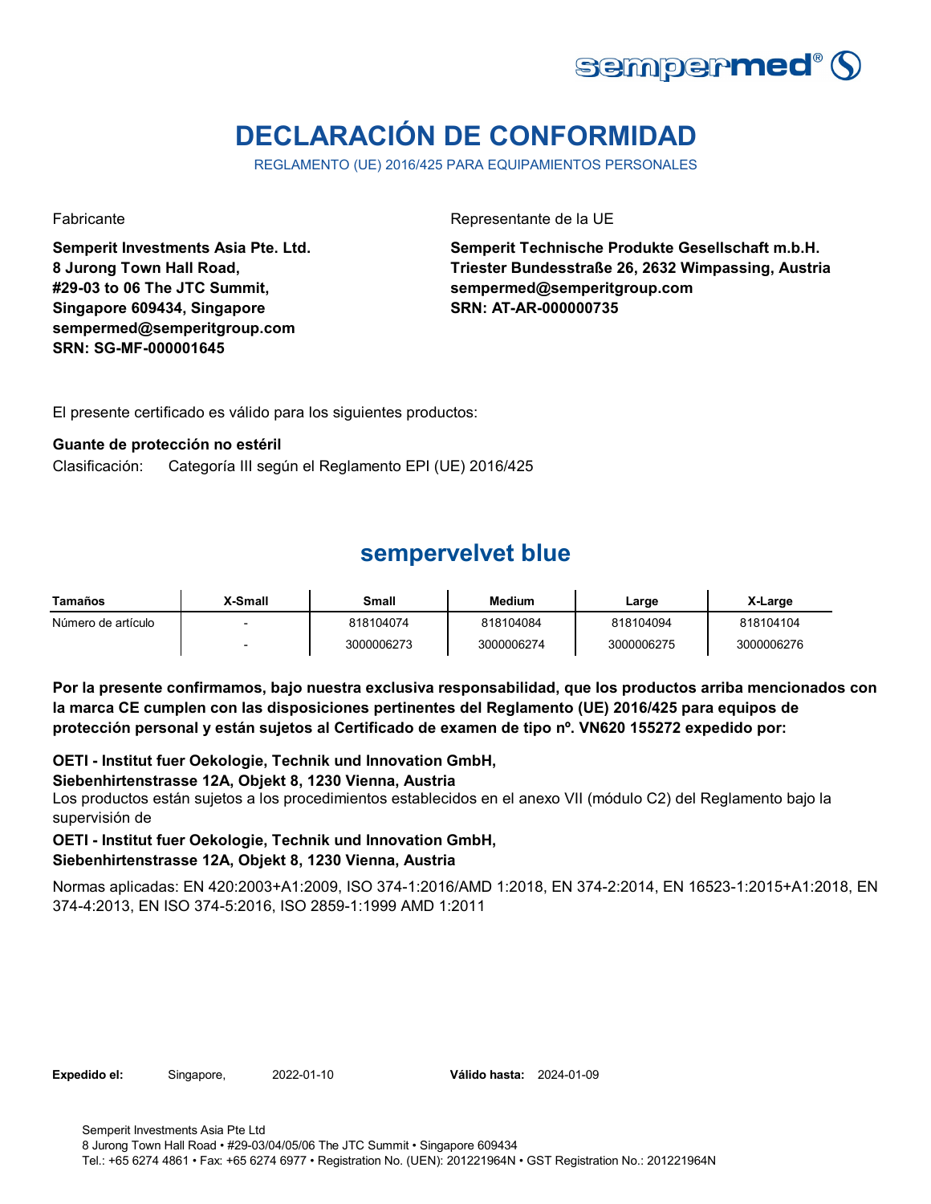# DECLARACIÓN DE CONFORMIDAD

REGLAMENTO (UE) 2016/425 PARA EQUIPAMIENTOS PERSONALES

Fabricante

**Semperit Investments Asia Pte. Ltd.**
**8 Jurong Town Hall Road,**
**#29-03 to 06 The JTC Summit,**
**Singapore 609434, Singapore**
**sempermed@semperitgroup.com**
**SRN: SG-MF-000001645**

Representante de la UE

**Semperit Technische Produkte Gesellschaft m.b.H.**
**Triester Bundesstraße 26, 2632 Wimpassing, Austria**
**sempermed@semperitgroup.com**
**SRN: AT-AR-000000735**

El presente certificado es válido para los siguientes productos:

**Guante de protección no estéril**

Clasificación: Categoría III según el Reglamento EPI (UE) 2016/425

## sempervelvet blue

| Tamaños | X-Small | Small | Medium | Large | X-Large |
|---|---|---|---|---|---|
| Número de artículo | - | 818104074 | 818104084 | 818104094 | 818104104 |
| | - | 3000006273 | 3000006274 | 3000006275 | 3000006276 |

**Por la presente confirmamos, bajo nuestra exclusiva responsabilidad, que los productos arriba mencionados con la marca CE cumplen con las disposiciones pertinentes del Reglamento (UE) 2016/425 para equipos de protección personal y están sujetos al Certificado de examen de tipo nº. VN620 155272 expedido por:**

**OETI - Institut fuer Oekologie, Technik und Innovation GmbH,**
**Siebenhirtenstrasse 12A, Objekt 8, 1230 Vienna, Austria**

Los productos están sujetos a los procedimientos establecidos en el anexo VII (módulo C2) del Reglamento bajo la supervisión de

**OETI - Institut fuer Oekologie, Technik und Innovation GmbH,**
**Siebenhirtenstrasse 12A, Objekt 8, 1230 Vienna, Austria**

Normas aplicadas: EN 420:2003+A1:2009, ISO 374-1:2016/AMD 1:2018, EN 374-2:2014, EN 16523-1:2015+A1:2018, EN 374-4:2013, EN ISO 374-5:2016, ISO 2859-1:1999 AMD 1:2011

**Expedido el:** Singapore, 2022-01-10 **Válido hasta:** 2024-01-09

Semperit Investments Asia Pte Ltd
8 Jurong Town Hall Road • #29-03/04/05/06 The JTC Summit • Singapore 609434
Tel.: +65 6274 4861 • Fax: +65 6274 6977 • Registration No. (UEN): 201221964N • GST Registration No.: 201221964N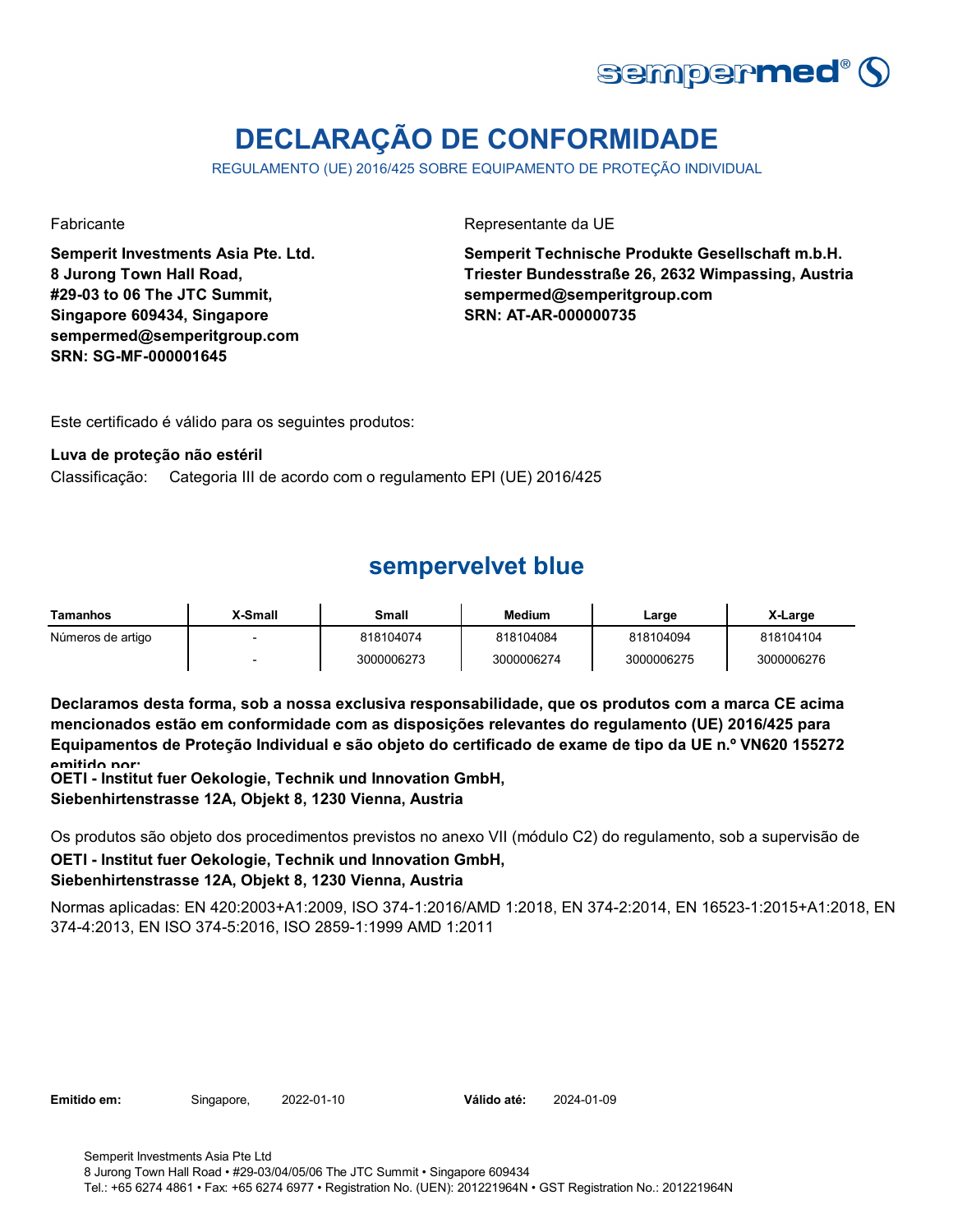# DECLARAÇÃO DE CONFORMIDADE

REGULAMENTO (UE) 2016/425 SOBRE EQUIPAMENTO DE PROTEÇÃO INDIVIDUAL

Fabricante

**Semperit Investments Asia Pte. Ltd.**
**8 Jurong Town Hall Road,**
**#29-03 to 06 The JTC Summit,**
**Singapore 609434, Singapore**
**sempermed@semperitgroup.com**
**SRN: SG-MF-000001645**

Representante da UE

**Semperit Technische Produkte Gesellschaft m.b.H.**
**Triester Bundesstraße 26, 2632 Wimpassing, Austria**
**sempermed@semperitgroup.com**
**SRN: AT-AR-000000735**

Este certificado é válido para os seguintes produtos:

**Luva de proteção não estéril**

Classificação: Categoria III de acordo com o regulamento EPI (UE) 2016/425

## sempervelvet blue

| Tamanhos | X-Small | Small | Medium | Large | X-Large |
|---|---|---|---|---|---|
| Números de artigo | - | 818104074 | 818104084 | 818104094 | 818104104 |
| | - | 3000006273 | 3000006274 | 3000006275 | 3000006276 |

**Declaramos desta forma, sob a nossa exclusiva responsabilidade, que os produtos com a marca CE acima mencionados estão em conformidade com as disposições relevantes do regulamento (UE) 2016/425 para Equipamentos de Proteção Individual e são objeto do certificado de exame de tipo da UE n.º VN620 155272 emitido por:**

**OETI - Institut fuer Oekologie, Technik und Innovation GmbH,**
**Siebenhirtenstrasse 12A, Objekt 8, 1230 Vienna, Austria**

Os produtos são objeto dos procedimentos previstos no anexo VII (módulo C2) do regulamento, sob a supervisão de

**OETI - Institut fuer Oekologie, Technik und Innovation GmbH,**
**Siebenhirtenstrasse 12A, Objekt 8, 1230 Vienna, Austria**

Normas aplicadas: EN 420:2003+A1:2009, ISO 374-1:2016/AMD 1:2018, EN 374-2:2014, EN 16523-1:2015+A1:2018, EN 374-4:2013, EN ISO 374-5:2016, ISO 2859-1:1999 AMD 1:2011

**Emitido em:** Singapore, 2022-01-10 **Válido até:** 2024-01-09

Semperit Investments Asia Pte Ltd
8 Jurong Town Hall Road • #29-03/04/05/06 The JTC Summit • Singapore 609434
Tel.: +65 6274 4861 • Fax: +65 6274 6977 • Registration No. (UEN): 201221964N • GST Registration No.: 201221964N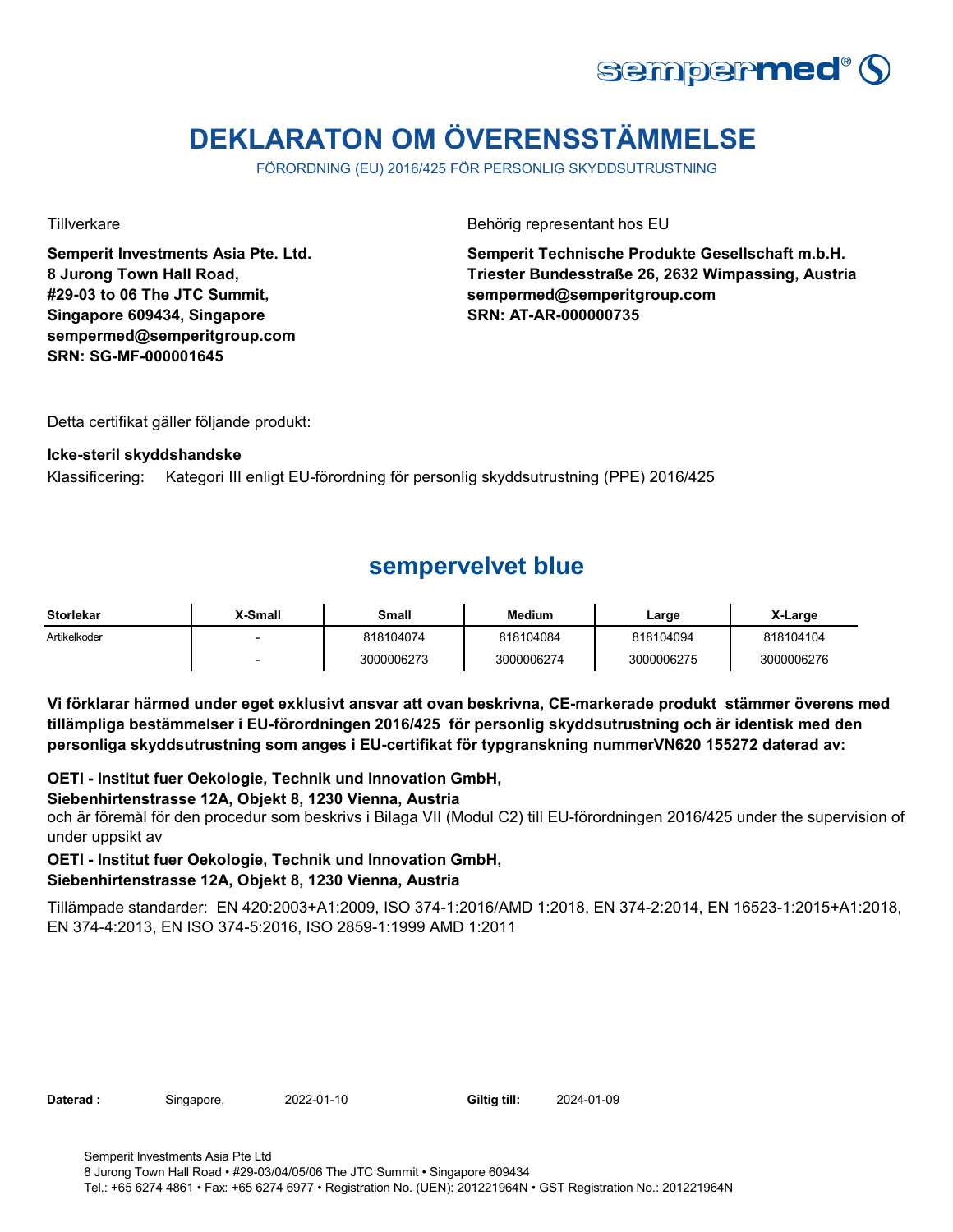# DEKLARATON OM ÖVERENSSTÄMMELSE

FÖRORDNING (EU) 2016/425 FÖR PERSONLIG SKYDDSUTRUSTNING

Tillverkare

**Semperit Investments Asia Pte. Ltd.**
**8 Jurong Town Hall Road,**
**#29-03 to 06 The JTC Summit,**
**Singapore 609434, Singapore**
**sempermed@semperitgroup.com**
**SRN: SG-MF-000001645**

Behörig representant hos EU

**Semperit Technische Produkte Gesellschaft m.b.H.**
**Triester Bundesstraße 26, 2632 Wimpassing, Austria**
**sempermed@semperitgroup.com**
**SRN: AT-AR-000000735**

Detta certifikat gäller följande produkt:

**Icke-steril skyddshandske**

Klassificering: Kategori III enligt EU-förordning för personlig skyddsutrustning (PPE) 2016/425

## sempervelvet blue

| Storlekar | X-Small | Small | Medium | Large | X-Large |
|---|---|---|---|---|---|
| Artikelkoder | - | 818104074 | 818104084 | 818104094 | 818104104 |
| | - | 3000006273 | 3000006274 | 3000006275 | 3000006276 |

**Vi förklarar härmed under eget exklusivt ansvar att ovan beskrivna, CE-markerade produkt stämmer överens med tillämpliga bestämmelser i EU-förordningen 2016/425 för personlig skyddsutrustning och är identisk med den personliga skyddsutrustning som anges i EU-certifikat för typgranskning nummerVN620 155272 daterad av:**

**OETI - Institut fuer Oekologie, Technik und Innovation GmbH,**
**Siebenhirtenstrasse 12A, Objekt 8, 1230 Vienna, Austria**
och är föremål för den procedur som beskrivs i Bilaga VII (Modul C2) till EU-förordningen 2016/425 under the supervision of under uppsikt av

**OETI - Institut fuer Oekologie, Technik und Innovation GmbH,**
**Siebenhirtenstrasse 12A, Objekt 8, 1230 Vienna, Austria**

Tillämpade standarder: EN 420:2003+A1:2009, ISO 374-1:2016/AMD 1:2018, EN 374-2:2014, EN 16523-1:2015+A1:2018, EN 374-4:2013, EN ISO 374-5:2016, ISO 2859-1:1999 AMD 1:2011

**Daterad :** Singapore, 2022-01-10 **Giltig till:** 2024-01-09

Semperit Investments Asia Pte Ltd
8 Jurong Town Hall Road • #29-03/04/05/06 The JTC Summit • Singapore 609434
Tel.: +65 6274 4861 • Fax: +65 6274 6977 • Registration No. (UEN): 201221964N • GST Registration No.: 201221964N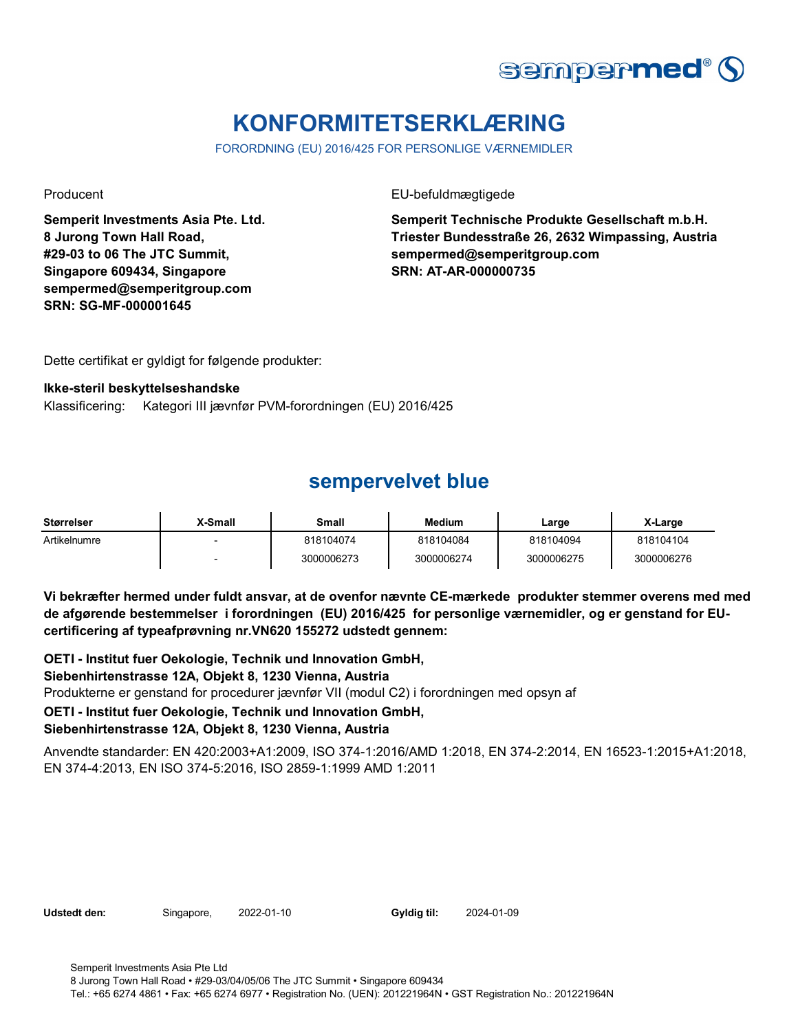# KONFORMITETSERKLÆRING

FORORDNING (EU) 2016/425 FOR PERSONLIGE VÆRNEMIDLER

Producent

**Semperit Investments Asia Pte. Ltd.**
**8 Jurong Town Hall Road,**
**#29-03 to 06 The JTC Summit,**
**Singapore 609434, Singapore**
**sempermed@semperitgroup.com**
**SRN: SG-MF-000001645**

EU-befuldmægtigede

**Semperit Technische Produkte Gesellschaft m.b.H.**
**Triester Bundesstraße 26, 2632 Wimpassing, Austria**
**sempermed@semperitgroup.com**
**SRN: AT-AR-000000735**

Dette certifikat er gyldigt for følgende produkter:

**Ikke-steril beskyttelseshandske**

Klassificering: Kategori III jævnfør PVM-forordningen (EU) 2016/425

## sempervelvet blue

| Størrelser | X-Small | Small | Medium | Large | X-Large |
|---|---|---|---|---|---|
| Artikelnumre | - | 818104074 | 818104084 | 818104094 | 818104104 |
| | - | 3000006273 | 3000006274 | 3000006275 | 3000006276 |

**Vi bekræfter hermed under fuldt ansvar, at de ovenfor nævnte CE-mærkede produkter stemmer overens med med de afgørende bestemmelser i forordningen (EU) 2016/425 for personlige værnemidler, og er genstand for EU-certificering af typeafprøvning nr.VN620 155272 udstedt gennem:**

**OETI - Institut fuer Oekologie, Technik und Innovation GmbH,**
**Siebenhirtenstrasse 12A, Objekt 8, 1230 Vienna, Austria**

Produkterne er genstand for procedurer jævnfør VII (modul C2) i forordningen med opsyn af

**OETI - Institut fuer Oekologie, Technik und Innovation GmbH,**
**Siebenhirtenstrasse 12A, Objekt 8, 1230 Vienna, Austria**

Anvendte standarder: EN 420:2003+A1:2009, ISO 374-1:2016/AMD 1:2018, EN 374-2:2014, EN 16523-1:2015+A1:2018, EN 374-4:2013, EN ISO 374-5:2016, ISO 2859-1:1999 AMD 1:2011

**Udstedt den:** Singapore, 2022-01-10 **Gyldig til:** 2024-01-09

Semperit Investments Asia Pte Ltd
8 Jurong Town Hall Road • #29-03/04/05/06 The JTC Summit • Singapore 609434
Tel.: +65 6274 4861 • Fax: +65 6274 6977 • Registration No. (UEN): 201221964N • GST Registration No.: 201221964N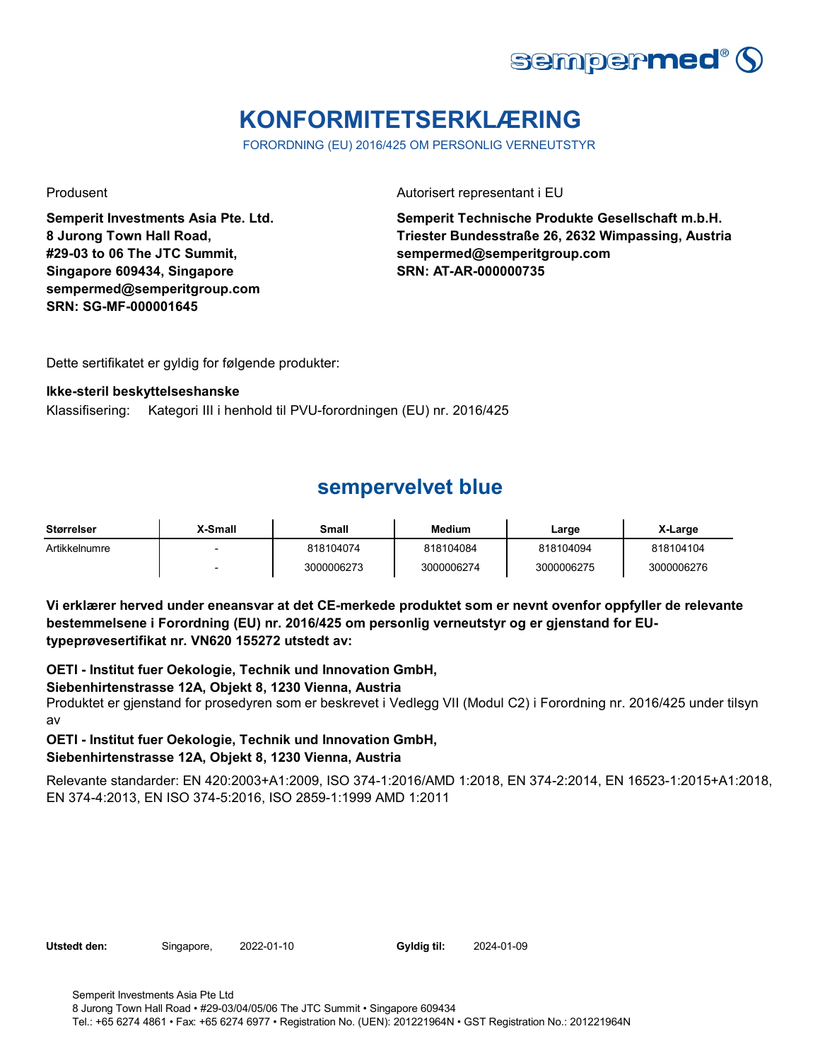# KONFORMITETSERKLÆRING

FORORDNING (EU) 2016/425 OM PERSONLIG VERNEUTSTYR

Produsent

**Semperit Investments Asia Pte. Ltd.**
**8 Jurong Town Hall Road,**
**#29-03 to 06 The JTC Summit,**
**Singapore 609434, Singapore**
**sempermed@semperitgroup.com**
**SRN: SG-MF-000001645**

Autorisert representant i EU

**Semperit Technische Produkte Gesellschaft m.b.H.**
**Triester Bundesstraße 26, 2632 Wimpassing, Austria**
**sempermed@semperitgroup.com**
**SRN: AT-AR-000000735**

Dette sertifikatet er gyldig for følgende produkter:

**Ikke-steril beskyttelseshanske**

Klassifisering: Kategori III i henhold til PVU-forordningen (EU) nr. 2016/425

## sempervelvet blue

| Størrelser | X-Small | Small | Medium | Large | X-Large |
|---|---|---|---|---|---|
| Artikkelnumre | - | 818104074 | 818104084 | 818104094 | 818104104 |
| | - | 3000006273 | 3000006274 | 3000006275 | 3000006276 |

**Vi erklærer herved under eneansvar at det CE-merkede produktet som er nevnt ovenfor oppfyller de relevante bestemmelsene i Forordning (EU) nr. 2016/425 om personlig verneutstyr og er gjenstand for EU-typeprøvesertifikat nr. VN620 155272 utstedt av:**

**OETI - Institut fuer Oekologie, Technik und Innovation GmbH,**
**Siebenhirtenstrasse 12A, Objekt 8, 1230 Vienna, Austria**

Produktet er gjenstand for prosedyren som er beskrevet i Vedlegg VII (Modul C2) i Forordning nr. 2016/425 under tilsyn av

**OETI - Institut fuer Oekologie, Technik und Innovation GmbH,**
**Siebenhirtenstrasse 12A, Objekt 8, 1230 Vienna, Austria**

Relevante standarder: EN 420:2003+A1:2009, ISO 374-1:2016/AMD 1:2018, EN 374-2:2014, EN 16523-1:2015+A1:2018, EN 374-4:2013, EN ISO 374-5:2016, ISO 2859-1:1999 AMD 1:2011

**Utstedt den:** Singapore, 2022-01-10 **Gyldig til:** 2024-01-09

Semperit Investments Asia Pte Ltd
8 Jurong Town Hall Road • #29-03/04/05/06 The JTC Summit • Singapore 609434
Tel.: +65 6274 4861 • Fax: +65 6274 6977 • Registration No. (UEN): 201221964N • GST Registration No.: 201221964N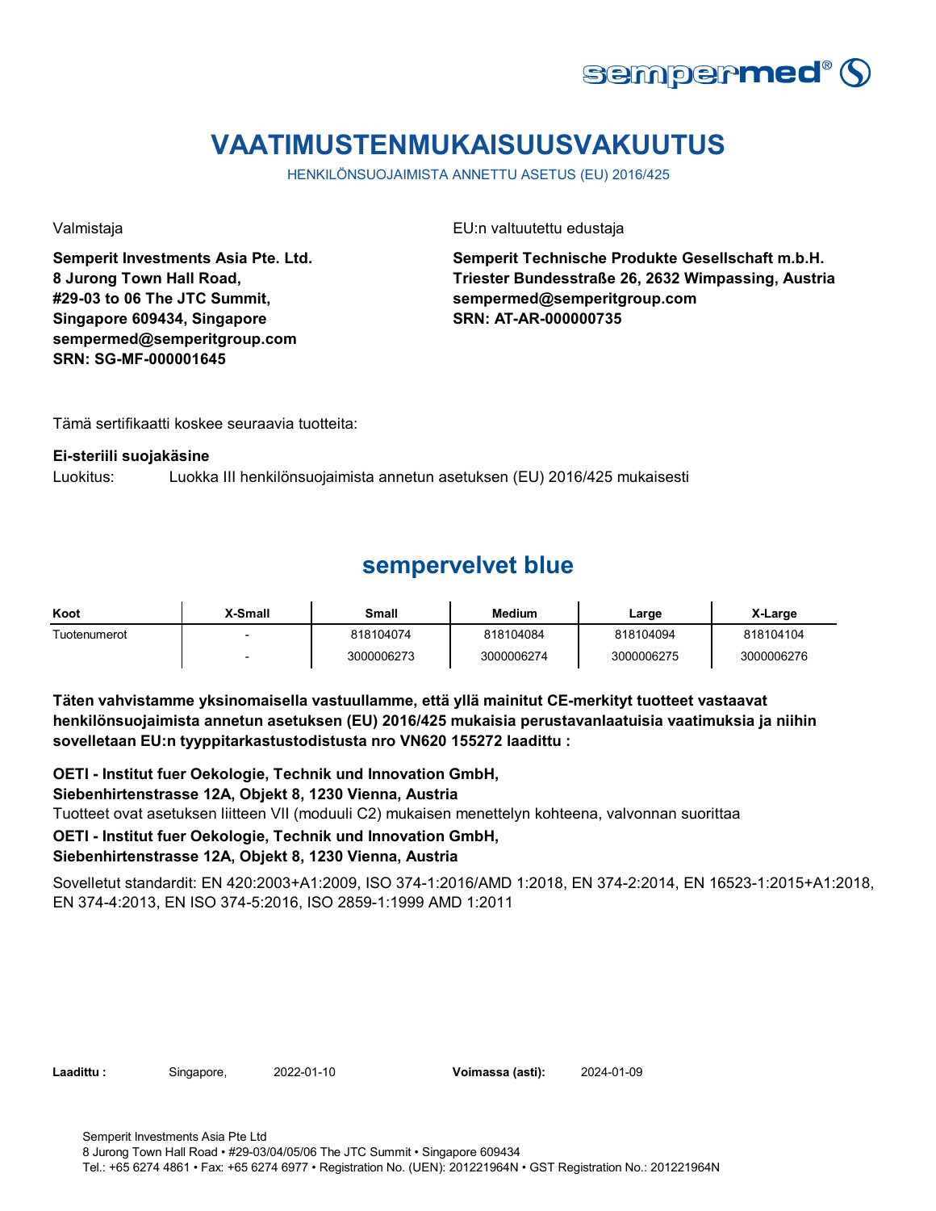# VAATIMUSTENMUKAISUUSVAKUUTUS

HENKILÖNSUOJAIMISTA ANNETTU ASETUS (EU) 2016/425

Valmistaja

**Semperit Investments Asia Pte. Ltd.**
**8 Jurong Town Hall Road,**
**#29-03 to 06 The JTC Summit,**
**Singapore 609434, Singapore**
**sempermed@semperitgroup.com**
**SRN: SG-MF-000001645**

EU:n valtuutettu edustaja

**Semperit Technische Produkte Gesellschaft m.b.H.**
**Triester Bundesstraße 26, 2632 Wimpassing, Austria**
**sempermed@semperitgroup.com**
**SRN: AT-AR-000000735**

Tämä sertifikaatti koskee seuraavia tuotteita:

**Ei-steriili suojakäsine**

Luokitus: Luokka III henkilönsuojaimista annetun asetuksen (EU) 2016/425 mukaisesti

## sempervelvet blue

| Koot | X-Small | Small | Medium | Large | X-Large |
|---|---|---|---|---|---|
| Tuotenumerot | - | 818104074 | 818104084 | 818104094 | 818104104 |
| | - | 3000006273 | 3000006274 | 3000006275 | 3000006276 |

**Täten vahvistamme yksinomaisella vastuullamme, että yllä mainitut CE-merkityt tuotteet vastaavat henkilönsuojaimista annetun asetuksen (EU) 2016/425 mukaisia perustavanlaatuisia vaatimuksia ja niihin sovelletaan EU:n tyyppitarkastustodistusta nro VN620 155272 laadittu :**

**OETI - Institut fuer Oekologie, Technik und Innovation GmbH,**
**Siebenhirtenstrasse 12A, Objekt 8, 1230 Vienna, Austria**

Tuotteet ovat asetuksen liitteen VII (moduuli C2) mukaisen menettelyn kohteena, valvonnan suorittaa

**OETI - Institut fuer Oekologie, Technik und Innovation GmbH,**
**Siebenhirtenstrasse 12A, Objekt 8, 1230 Vienna, Austria**

Sovelletut standardit: EN 420:2003+A1:2009, ISO 374-1:2016/AMD 1:2018, EN 374-2:2014, EN 16523-1:2015+A1:2018, EN 374-4:2013, EN ISO 374-5:2016, ISO 2859-1:1999 AMD 1:2011

**Laadittu :** Singapore, 2022-01-10 **Voimassa (asti):** 2024-01-09

Semperit Investments Asia Pte Ltd
8 Jurong Town Hall Road • #29-03/04/05/06 The JTC Summit • Singapore 609434
Tel.: +65 6274 4861 • Fax: +65 6274 6977 • Registration No. (UEN): 201221964N • GST Registration No.: 201221964N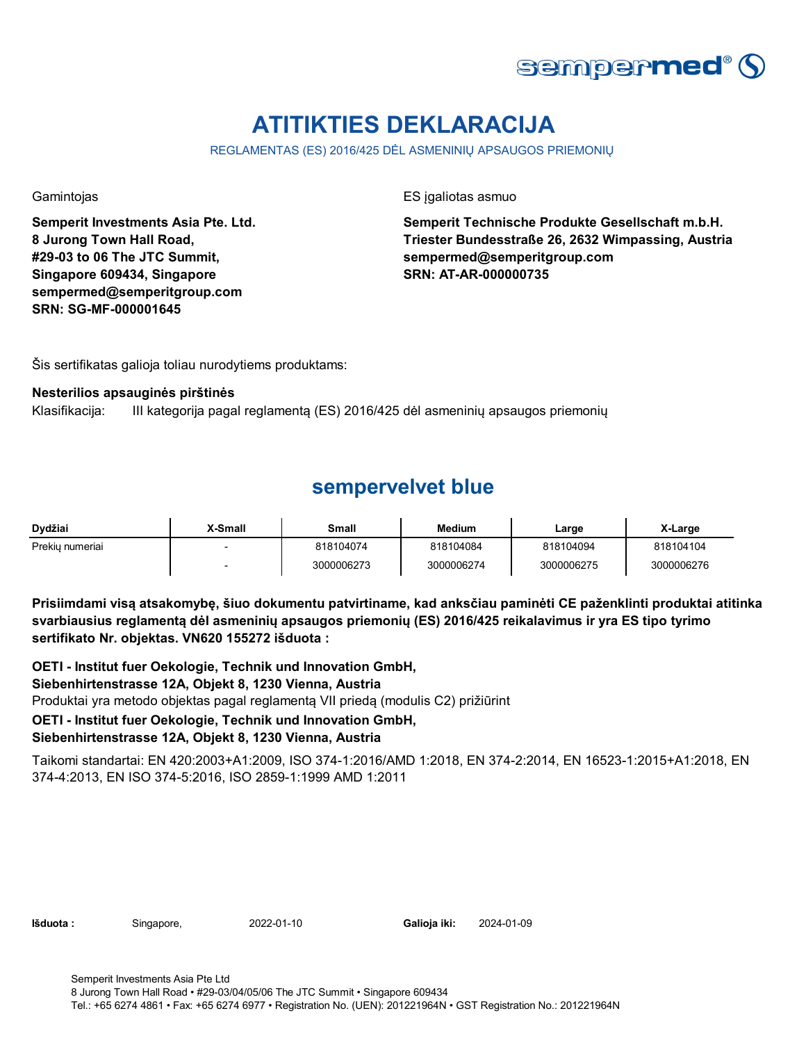# ATITIKTIES DEKLARACIJA

REGLAMENTAS (ES) 2016/425 DĖL ASMENINIŲ APSAUGOS PRIEMONIŲ

Gamintojas

**Semperit Investments Asia Pte. Ltd.**
**8 Jurong Town Hall Road,**
**#29-03 to 06 The JTC Summit,**
**Singapore 609434, Singapore**
**sempermed@semperitgroup.com**
**SRN: SG-MF-000001645**

ES įgaliotas asmuo

**Semperit Technische Produkte Gesellschaft m.b.H.**
**Triester Bundesstraße 26, 2632 Wimpassing, Austria**
**sempermed@semperitgroup.com**
**SRN: AT-AR-000000735**

Šis sertifikatas galioja toliau nurodytiems produktams:

**Nesterilios apsauginės pirštinės**

Klasifikacija: III kategorija pagal reglamentą (ES) 2016/425 dėl asmeninių apsaugos priemonių

## sempervelvet blue

| Dydžiai | X-Small | Small | Medium | Large | X-Large |
|---|---|---|---|---|---|
| Prekių numeriai | - | 818104074 | 818104084 | 818104094 | 818104104 |
| | - | 3000006273 | 3000006274 | 3000006275 | 3000006276 |

**Prisiimdami visą atsakomybę, šiuo dokumentu patvirtiname, kad anksčiau paminėti CE paženklinti produktai atitinka svarbiausius reglamentą dėl asmeninių apsaugos priemonių (ES) 2016/425 reikalavimus ir yra ES tipo tyrimo sertifikato Nr. objektas. VN620 155272 išduota :**

**OETI - Institut fuer Oekologie, Technik und Innovation GmbH,**
**Siebenhirtenstrasse 12A, Objekt 8, 1230 Vienna, Austria**

Produktai yra metodo objektas pagal reglamentą VII priedą (modulis C2) prižiūrint

**OETI - Institut fuer Oekologie, Technik und Innovation GmbH,**
**Siebenhirtenstrasse 12A, Objekt 8, 1230 Vienna, Austria**

Taikomi standartai: EN 420:2003+A1:2009, ISO 374-1:2016/AMD 1:2018, EN 374-2:2014, EN 16523-1:2015+A1:2018, EN 374-4:2013, EN ISO 374-5:2016, ISO 2859-1:1999 AMD 1:2011

**Išduota :** Singapore, 2022-01-10 **Galioja iki:** 2024-01-09

Semperit Investments Asia Pte Ltd
8 Jurong Town Hall Road • #29-03/04/05/06 The JTC Summit • Singapore 609434
Tel.: +65 6274 4861 • Fax: +65 6274 6977 • Registration No. (UEN): 201221964N • GST Registration No.: 201221964N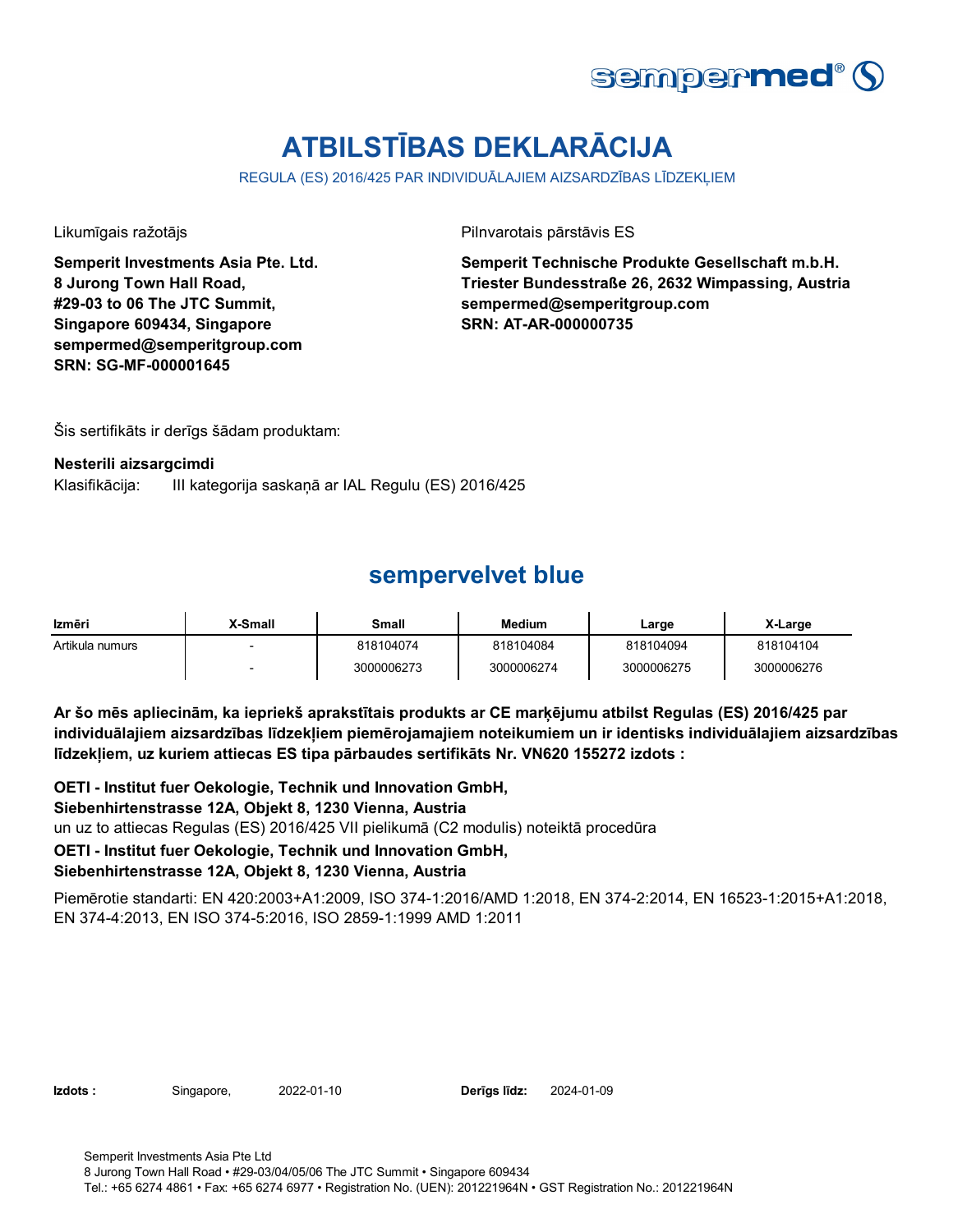# ATBILSTĪBAS DEKLARĀCIJA

REGULA (ES) 2016/425 PAR INDIVIDUĀLAJIEM AIZSARDZĪBAS LĪDZEKĻIEM

Likumīgais ražotājs

**Semperit Investments Asia Pte. Ltd.**
**8 Jurong Town Hall Road,**
**#29-03 to 06 The JTC Summit,**
**Singapore 609434, Singapore**
**sempermed@semperitgroup.com**
**SRN: SG-MF-000001645**

Pilnvarotais pārstāvis ES

**Semperit Technische Produkte Gesellschaft m.b.H.**
**Triester Bundesstraße 26, 2632 Wimpassing, Austria**
**sempermed@semperitgroup.com**
**SRN: AT-AR-000000735**

Šis sertifikāts ir derīgs šādam produktam:

**Nesterili aizsargcimdi**

Klasifikācija: III kategorija saskaņā ar IAL Regulu (ES) 2016/425

## sempervelvet blue

| Izmēri | X-Small | Small | Medium | Large | X-Large |
|---|---|---|---|---|---|
| Artikula numurs | - | 818104074 | 818104084 | 818104094 | 818104104 |
| | - | 3000006273 | 3000006274 | 3000006275 | 3000006276 |

**Ar šo mēs apliecinām, ka iepriekš aprakstītais produkts ar CE marķējumu atbilst Regulas (ES) 2016/425 par individuālajiem aizsardzības līdzekļiem piemērojamajiem noteikumiem un ir identisks individuālajiem aizsardzības līdzekļiem, uz kuriem attiecas ES tipa pārbaudes sertifikāts Nr. VN620 155272 izdots :**

**OETI - Institut fuer Oekologie, Technik und Innovation GmbH,**
**Siebenhirtenstrasse 12A, Objekt 8, 1230 Vienna, Austria**
un uz to attiecas Regulas (ES) 2016/425 VII pielikumā (C2 modulis) noteiktā procedūra
**OETI - Institut fuer Oekologie, Technik und Innovation GmbH,**
**Siebenhirtenstrasse 12A, Objekt 8, 1230 Vienna, Austria**

Piemērotie standarti: EN 420:2003+A1:2009, ISO 374-1:2016/AMD 1:2018, EN 374-2:2014, EN 16523-1:2015+A1:2018, EN 374-4:2013, EN ISO 374-5:2016, ISO 2859-1:1999 AMD 1:2011

**Izdots :** Singapore, 2022-01-10 **Derīgs līdz:** 2024-01-09

Semperit Investments Asia Pte Ltd
8 Jurong Town Hall Road • #29-03/04/05/06 The JTC Summit • Singapore 609434
Tel.: +65 6274 4861 • Fax: +65 6274 6977 • Registration No. (UEN): 201221964N • GST Registration No.: 201221964N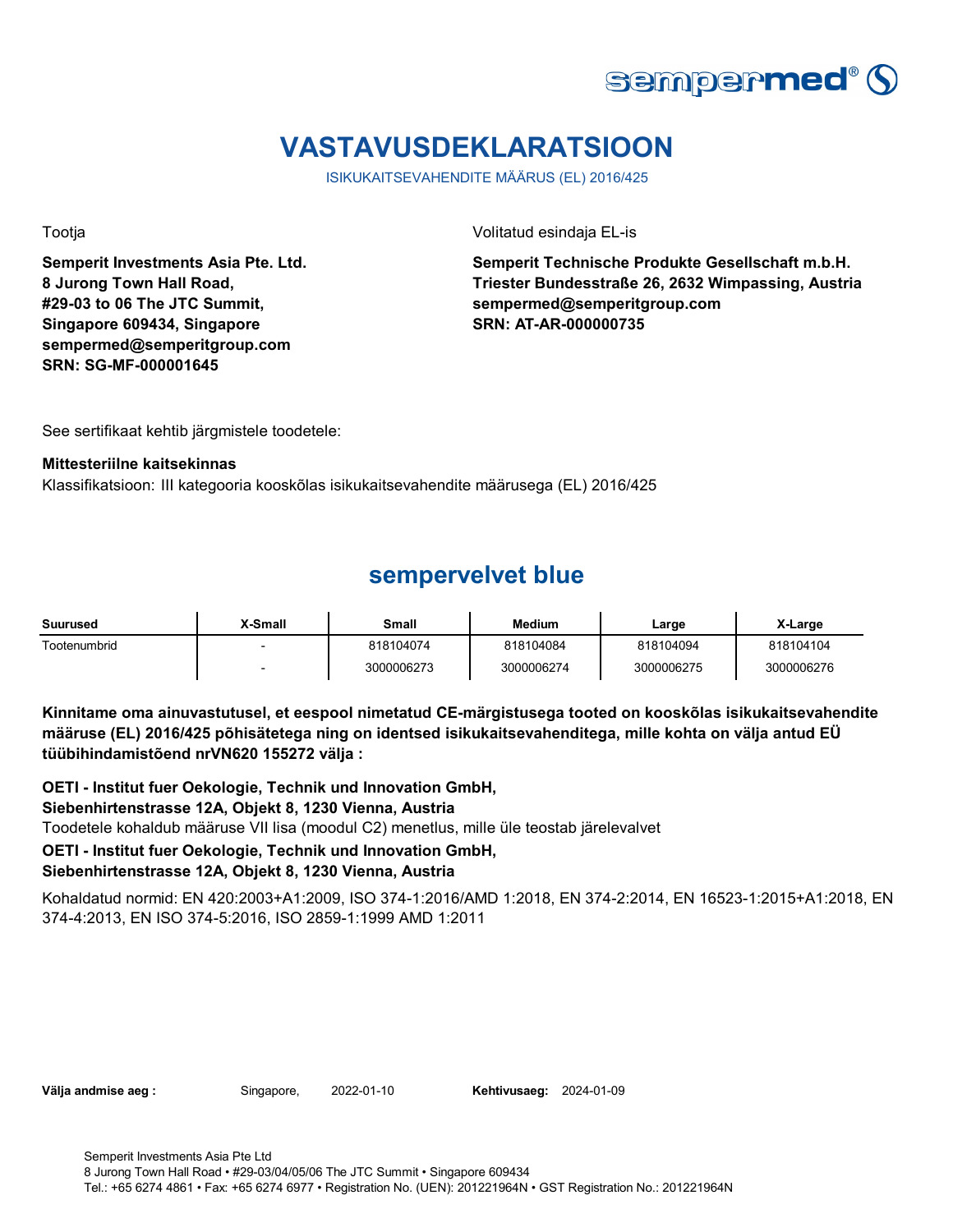# VASTAVUSDEKLARATSIOON

ISIKUKAITSEVAHENDITE MÄÄRUS (EL) 2016/425

Tootja

**Semperit Investments Asia Pte. Ltd.**
**8 Jurong Town Hall Road,**
**#29-03 to 06 The JTC Summit,**
**Singapore 609434, Singapore**
**sempermed@semperitgroup.com**
**SRN: SG-MF-000001645**

Volitatud esindaja EL-is

**Semperit Technische Produkte Gesellschaft m.b.H.**
**Triester Bundesstraße 26, 2632 Wimpassing, Austria**
**sempermed@semperitgroup.com**
**SRN: AT-AR-000000735**

See sertifikaat kehtib järgmistele toodetele:

**Mittesteriilne kaitsekinnas**

Klassifikatsioon: III kategooria kooskõlas isikukaitsevahendite määrusega (EL) 2016/425

## sempervelvet blue

| Suurused | X-Small | Small | Medium | Large | X-Large |
|---|---|---|---|---|---|
| Tootenumbrid | - | 818104074 | 818104084 | 818104094 | 818104104 |
| | - | 3000006273 | 3000006274 | 3000006275 | 3000006276 |

**Kinnitame oma ainuvastutusel, et eespool nimetatud CE-märgistusega tooted on kooskõlas isikukaitsevahendite määruse (EL) 2016/425 põhisätetega ning on identsed isikukaitsevahenditega, mille kohta on välja antud EÜ tüübihindamistõend nrVN620 155272 välja :**

**OETI - Institut fuer Oekologie, Technik und Innovation GmbH,**
**Siebenhirtenstrasse 12A, Objekt 8, 1230 Vienna, Austria**

Toodetele kohaldub määruse VII lisa (moodul C2) menetlus, mille üle teostab järelevalvet

**OETI - Institut fuer Oekologie, Technik und Innovation GmbH,**
**Siebenhirtenstrasse 12A, Objekt 8, 1230 Vienna, Austria**

Kohaldatud normid: EN 420:2003+A1:2009, ISO 374-1:2016/AMD 1:2018, EN 374-2:2014, EN 16523-1:2015+A1:2018, EN 374-4:2013, EN ISO 374-5:2016, ISO 2859-1:1999 AMD 1:2011

**Välja andmise aeg :** Singapore, 2022-01-10 **Kehtivusaeg:** 2024-01-09

Semperit Investments Asia Pte Ltd
8 Jurong Town Hall Road • #29-03/04/05/06 The JTC Summit • Singapore 609434
Tel.: +65 6274 4861 • Fax: +65 6274 6977 • Registration No. (UEN): 201221964N • GST Registration No.: 201221964N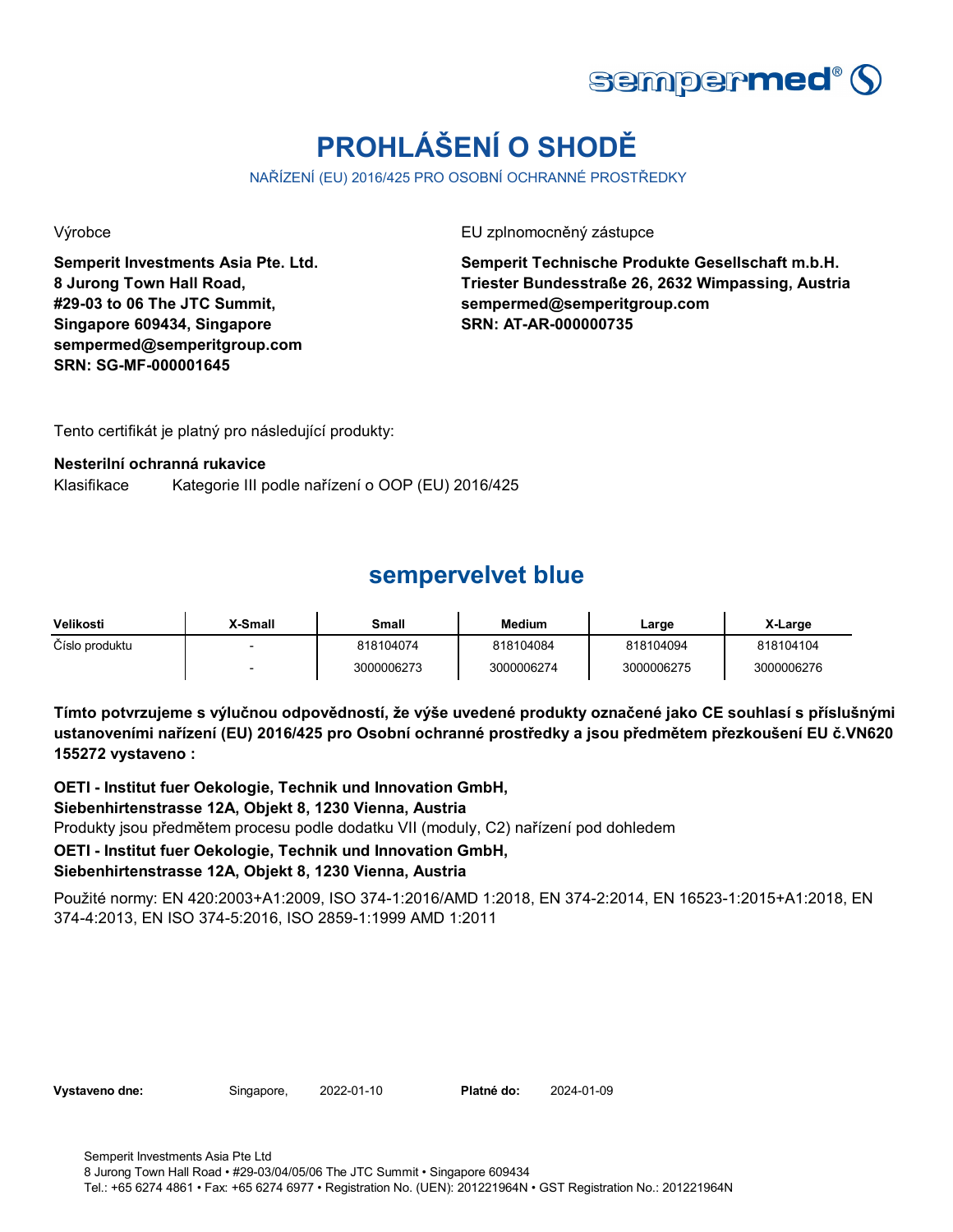# PROHLÁŠENÍ O SHODĚ

NAŘÍZENÍ (EU) 2016/425 PRO OSOBNÍ OCHRANNÉ PROSTŘEDKY

Výrobce

**Semperit Investments Asia Pte. Ltd.**
**8 Jurong Town Hall Road,**
**#29-03 to 06 The JTC Summit,**
**Singapore 609434, Singapore**
**sempermed@semperitgroup.com**
**SRN: SG-MF-000001645**

EU zplnomocněný zástupce

**Semperit Technische Produkte Gesellschaft m.b.H.**
**Triester Bundesstraße 26, 2632 Wimpassing, Austria**
**sempermed@semperitgroup.com**
**SRN: AT-AR-000000735**

Tento certifikát je platný pro následující produkty:

**Nesterilní ochranná rukavice**

Klasifikace Kategorie III podle nařízení o OOP (EU) 2016/425

## sempervelvet blue

| Velikosti | X-Small | Small | Medium | Large | X-Large |
|---|---|---|---|---|---|
| Číslo produktu | - | 818104074 | 818104084 | 818104094 | 818104104 |
| | - | 3000006273 | 3000006274 | 3000006275 | 3000006276 |

**Tímto potvrzujeme s výlučnou odpovědností, že výše uvedené produkty označené jako CE souhlasí s příslušnými ustanoveními nařízení (EU) 2016/425 pro Osobní ochranné prostředky a jsou předmětem přezkoušení EU č.VN620 155272 vystaveno :**

**OETI - Institut fuer Oekologie, Technik und Innovation GmbH,**
**Siebenhirtenstrasse 12A, Objekt 8, 1230 Vienna, Austria**

Produkty jsou předmětem procesu podle dodatku VII (moduly, C2) nařízení pod dohledem

**OETI - Institut fuer Oekologie, Technik und Innovation GmbH,**
**Siebenhirtenstrasse 12A, Objekt 8, 1230 Vienna, Austria**

Použité normy: EN 420:2003+A1:2009, ISO 374-1:2016/AMD 1:2018, EN 374-2:2014, EN 16523-1:2015+A1:2018, EN 374-4:2013, EN ISO 374-5:2016, ISO 2859-1:1999 AMD 1:2011

**Vystaveno dne:** Singapore, 2022-01-10 **Platné do:** 2024-01-09

Semperit Investments Asia Pte Ltd
8 Jurong Town Hall Road • #29-03/04/05/06 The JTC Summit • Singapore 609434
Tel.: +65 6274 4861 • Fax: +65 6274 6977 • Registration No. (UEN): 201221964N • GST Registration No.: 201221964N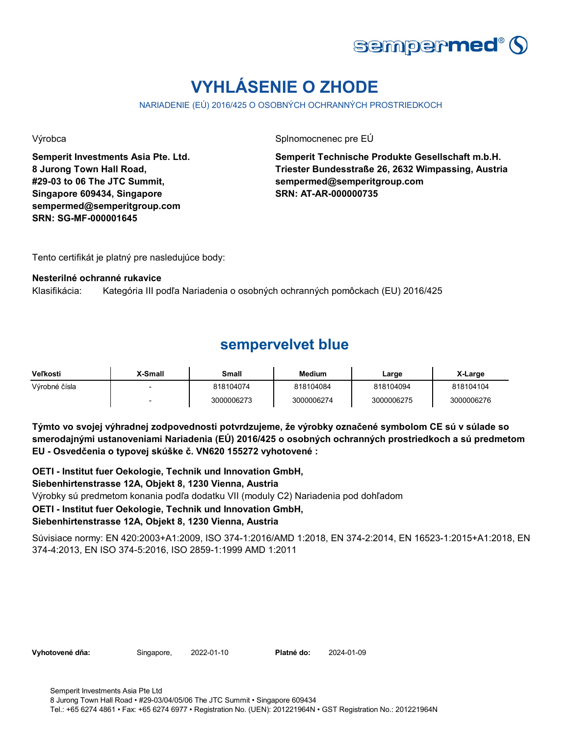# VYHLÁSENIE O ZHODE

NARIADENIE (EÚ) 2016/425 O OSOBNÝCH OCHRANNÝCH PROSTRIEDKOCH

Výrobca

**Semperit Investments Asia Pte. Ltd.**
**8 Jurong Town Hall Road,**
**#29-03 to 06 The JTC Summit,**
**Singapore 609434, Singapore**
**sempermed@semperitgroup.com**
**SRN: SG-MF-000001645**

Splnomocnenec pre EÚ

**Semperit Technische Produkte Gesellschaft m.b.H.**
**Triester Bundesstraße 26, 2632 Wimpassing, Austria**
**sempermed@semperitgroup.com**
**SRN: AT-AR-000000735**

Tento certifikát je platný pre nasledujúce body:

**Nesterilné ochranné rukavice**

Klasifikácia: Kategória III podľa Nariadenia o osobných ochranných pomôckach (EU) 2016/425

## sempervelvet blue

| Veľkosti | X-Small | Small | Medium | Large | X-Large |
|---|---|---|---|---|---|
| Výrobné čísla | - | 818104074 | 818104084 | 818104094 | 818104104 |
| | - | 3000006273 | 3000006274 | 3000006275 | 3000006276 |

**Týmto vo svojej výhradnej zodpovednosti potvrdzujeme, že výrobky označené symbolom CE sú v súlade so smerodajnými ustanoveniami Nariadenia (EÚ) 2016/425 o osobných ochranných prostriedkoch a sú predmetom EU - Osvedčenia o typovej skúške č. VN620 155272 vyhotovené :**

**OETI - Institut fuer Oekologie, Technik und Innovation GmbH,**
**Siebenhirtenstrasse 12A, Objekt 8, 1230 Vienna, Austria**

Výrobky sú predmetom konania podľa dodatku VII (moduly C2) Nariadenia pod dohľadom

**OETI - Institut fuer Oekologie, Technik und Innovation GmbH,**
**Siebenhirtenstrasse 12A, Objekt 8, 1230 Vienna, Austria**

Súvisiace normy: EN 420:2003+A1:2009, ISO 374-1:2016/AMD 1:2018, EN 374-2:2014, EN 16523-1:2015+A1:2018, EN 374-4:2013, EN ISO 374-5:2016, ISO 2859-1:1999 AMD 1:2011

**Vyhotovené dňa:** Singapore, 2022-01-10 **Platné do:** 2024-01-09

Semperit Investments Asia Pte Ltd
8 Jurong Town Hall Road • #29-03/04/05/06 The JTC Summit • Singapore 609434
Tel.: +65 6274 4861 • Fax: +65 6274 6977 • Registration No. (UEN): 201221964N • GST Registration No.: 201221964N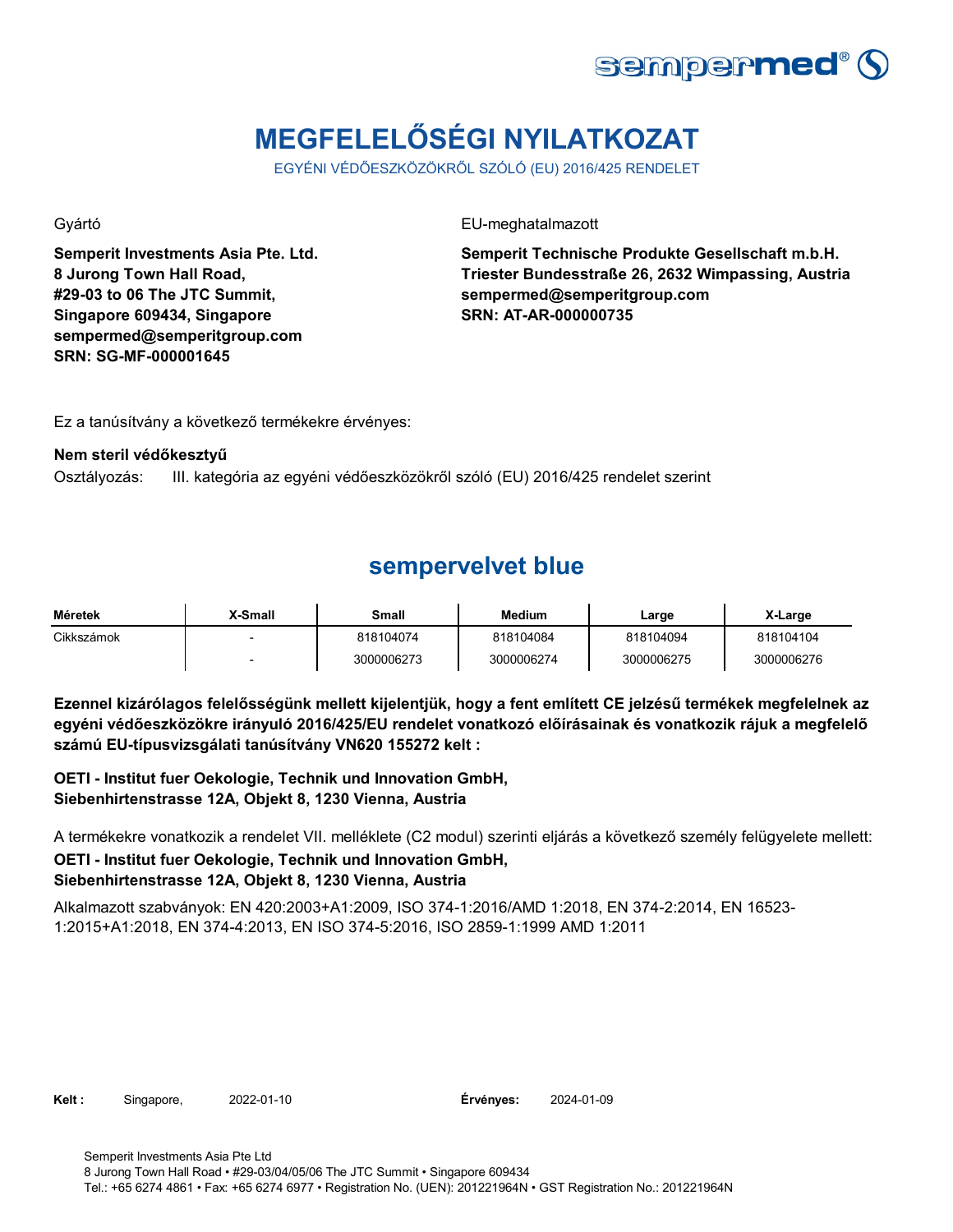# MEGFELELŐSÉGI NYILATKOZAT

EGYÉNI VÉDŐESZKÖZÖKRŐL SZÓLÓ (EU) 2016/425 RENDELET

Gyártó

**Semperit Investments Asia Pte. Ltd.**
**8 Jurong Town Hall Road,**
**#29-03 to 06 The JTC Summit,**
**Singapore 609434, Singapore**
**sempermed@semperitgroup.com**
**SRN: SG-MF-000001645**

EU-meghatalmazott

**Semperit Technische Produkte Gesellschaft m.b.H.**
**Triester Bundesstraße 26, 2632 Wimpassing, Austria**
**sempermed@semperitgroup.com**
**SRN: AT-AR-000000735**

Ez a tanúsítvány a következő termékekre érvényes:

**Nem steril védőkesztyű**

Osztályozás: III. kategória az egyéni védőeszközökről szóló (EU) 2016/425 rendelet szerint

## sempervelvet blue

| Méretek | X-Small | Small | Medium | Large | X-Large |
|---|---|---|---|---|---|
| Cikkszámok | - | 818104074 | 818104084 | 818104094 | 818104104 |
| | - | 3000006273 | 3000006274 | 3000006275 | 3000006276 |

**Ezennel kizárólagos felelősségünk mellett kijelentjük, hogy a fent említett CE jelzésű termékek megfelelnek az egyéni védőeszközökre irányuló 2016/425/EU rendelet vonatkozó előírásainak és vonatkozik rájuk a megfelelő számú EU-típusvizsgálati tanúsítvány VN620 155272 kelt :**

**OETI - Institut fuer Oekologie, Technik und Innovation GmbH,**
**Siebenhirtenstrasse 12A, Objekt 8, 1230 Vienna, Austria**

A termékekre vonatkozik a rendelet VII. melléklete (C2 modul) szerinti eljárás a következő személy felügyelete mellett:

**OETI - Institut fuer Oekologie, Technik und Innovation GmbH,**
**Siebenhirtenstrasse 12A, Objekt 8, 1230 Vienna, Austria**

Alkalmazott szabványok: EN 420:2003+A1:2009, ISO 374-1:2016/AMD 1:2018, EN 374-2:2014, EN 16523-1:2015+A1:2018, EN 374-4:2013, EN ISO 374-5:2016, ISO 2859-1:1999 AMD 1:2011

**Kelt :** Singapore, 2022-01-10 **Érvényes:** 2024-01-09

Semperit Investments Asia Pte Ltd
8 Jurong Town Hall Road • #29-03/04/05/06 The JTC Summit • Singapore 609434
Tel.: +65 6274 4861 • Fax: +65 6274 6977 • Registration No. (UEN): 201221964N • GST Registration No.: 201221964N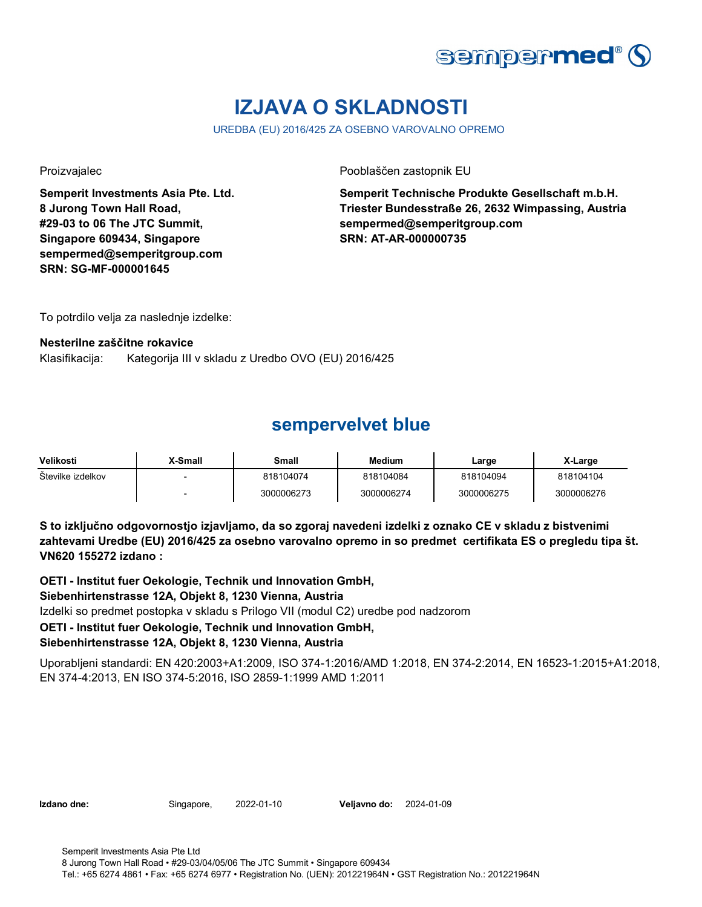# IZJAVA O SKLADNOSTI

UREDBA (EU) 2016/425 ZA OSEBNO VAROVALNO OPREMO

Proizvajalec

**Semperit Investments Asia Pte. Ltd.**
**8 Jurong Town Hall Road,**
**#29-03 to 06 The JTC Summit,**
**Singapore 609434, Singapore**
**sempermed@semperitgroup.com**
**SRN: SG-MF-000001645**

Pooblaščen zastopnik EU

**Semperit Technische Produkte Gesellschaft m.b.H.**
**Triester Bundesstraße 26, 2632 Wimpassing, Austria**
**sempermed@semperitgroup.com**
**SRN: AT-AR-000000735**

To potrdilo velja za naslednje izdelke:

**Nesterilne zaščitne rokavice**

Klasifikacija: Kategorija III v skladu z Uredbo OVO (EU) 2016/425

## sempervelvet blue

| Velikosti | X-Small | Small | Medium | Large | X-Large |
|---|---|---|---|---|---|
| Številke izdelkov | - | 818104074 | 818104084 | 818104094 | 818104104 |
| | - | 3000006273 | 3000006274 | 3000006275 | 3000006276 |

**S to izključno odgovornostjo izjavljamo, da so zgoraj navedeni izdelki z oznako CE v skladu z bistvenimi zahtevami Uredbe (EU) 2016/425 za osebno varovalno opremo in so predmet certifikata ES o pregledu tipa št. VN620 155272 izdano :**

**OETI - Institut fuer Oekologie, Technik und Innovation GmbH,**
**Siebenhirtenstrasse 12A, Objekt 8, 1230 Vienna, Austria**

Izdelki so predmet postopka v skladu s Prilogo VII (modul C2) uredbe pod nadzorom

**OETI - Institut fuer Oekologie, Technik und Innovation GmbH,**
**Siebenhirtenstrasse 12A, Objekt 8, 1230 Vienna, Austria**

Uporabljeni standardi: EN 420:2003+A1:2009, ISO 374-1:2016/AMD 1:2018, EN 374-2:2014, EN 16523-1:2015+A1:2018, EN 374-4:2013, EN ISO 374-5:2016, ISO 2859-1:1999 AMD 1:2011

**Izdano dne:** Singapore, 2022-01-10 **Veljavno do:** 2024-01-09

Semperit Investments Asia Pte Ltd
8 Jurong Town Hall Road • #29-03/04/05/06 The JTC Summit • Singapore 609434
Tel.: +65 6274 4861 • Fax: +65 6274 6977 • Registration No. (UEN): 201221964N • GST Registration No.: 201221964N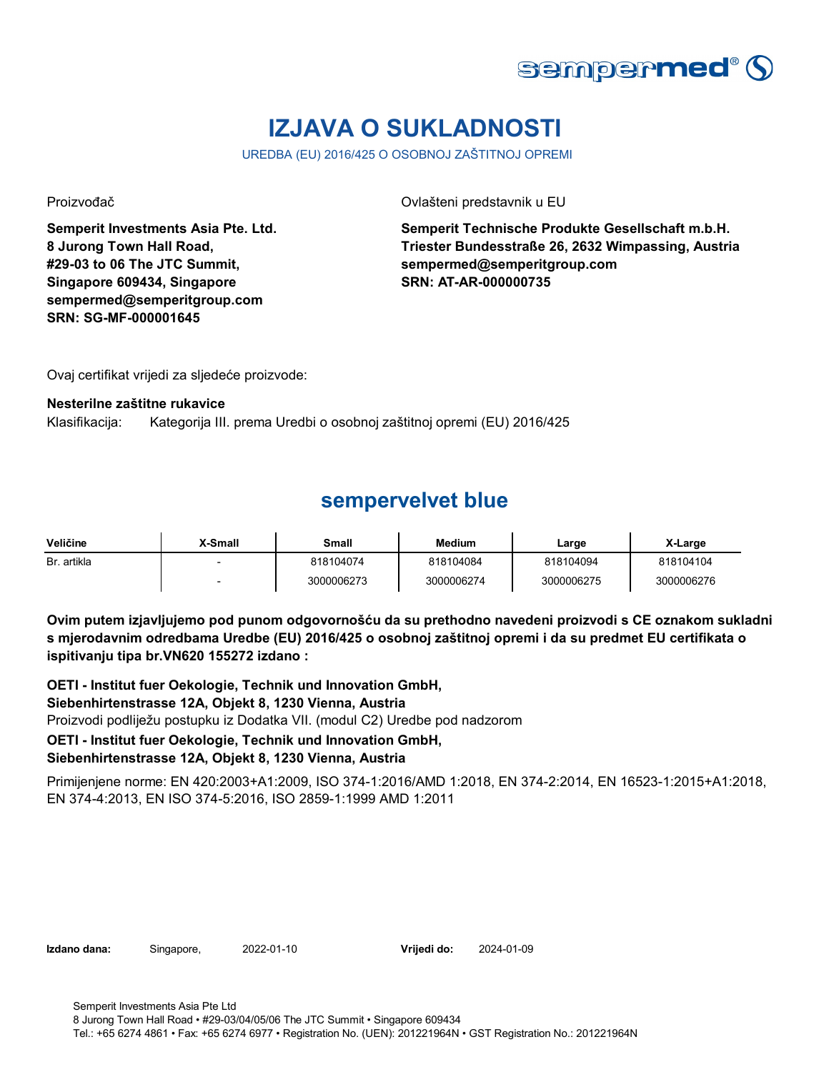# IZJAVA O SUKLADNOSTI

UREDBA (EU) 2016/425 O OSOBNOJ ZAŠTITNOJ OPREMI

Proizvođač

**Semperit Investments Asia Pte. Ltd.**
**8 Jurong Town Hall Road,**
**#29-03 to 06 The JTC Summit,**
**Singapore 609434, Singapore**
**sempermed@semperitgroup.com**
**SRN: SG-MF-000001645**

Ovlašteni predstavnik u EU

**Semperit Technische Produkte Gesellschaft m.b.H.**
**Triester Bundesstraße 26, 2632 Wimpassing, Austria**
**sempermed@semperitgroup.com**
**SRN: AT-AR-000000735**

Ovaj certifikat vrijedi za sljedeće proizvode:

**Nesterilne zaštitne rukavice**

Klasifikacija: Kategorija III. prema Uredbi o osobnoj zaštitnoj opremi (EU) 2016/425

## sempervelvet blue

| Veličine | X-Small | Small | Medium | Large | X-Large |
|---|---|---|---|---|---|
| Br. artikla | - | 818104074 | 818104084 | 818104094 | 818104104 |
| | - | 3000006273 | 3000006274 | 3000006275 | 3000006276 |

**Ovim putem izjavljujemo pod punom odgovornošću da su prethodno navedeni proizvodi s CE oznakom sukladni s mjerodavnim odredbama Uredbe (EU) 2016/425 o osobnoj zaštitnoj opremi i da su predmet EU certifikata o ispitivanju tipa br.VN620 155272 izdano :**

**OETI - Institut fuer Oekologie, Technik und Innovation GmbH,**
**Siebenhirtenstrasse 12A, Objekt 8, 1230 Vienna, Austria**
Proizvodi podliježu postupku iz Dodatka VII. (modul C2) Uredbe pod nadzorom
**OETI - Institut fuer Oekologie, Technik und Innovation GmbH,**
**Siebenhirtenstrasse 12A, Objekt 8, 1230 Vienna, Austria**

Primijenjene norme: EN 420:2003+A1:2009, ISO 374-1:2016/AMD 1:2018, EN 374-2:2014, EN 16523-1:2015+A1:2018, EN 374-4:2013, EN ISO 374-5:2016, ISO 2859-1:1999 AMD 1:2011

**Izdano dana:** Singapore, 2022-01-10 **Vrijedi do:** 2024-01-09

Semperit Investments Asia Pte Ltd
8 Jurong Town Hall Road • #29-03/04/05/06 The JTC Summit • Singapore 609434
Tel.: +65 6274 4861 • Fax: +65 6274 6977 • Registration No. (UEN): 201221964N • GST Registration No.: 201221964N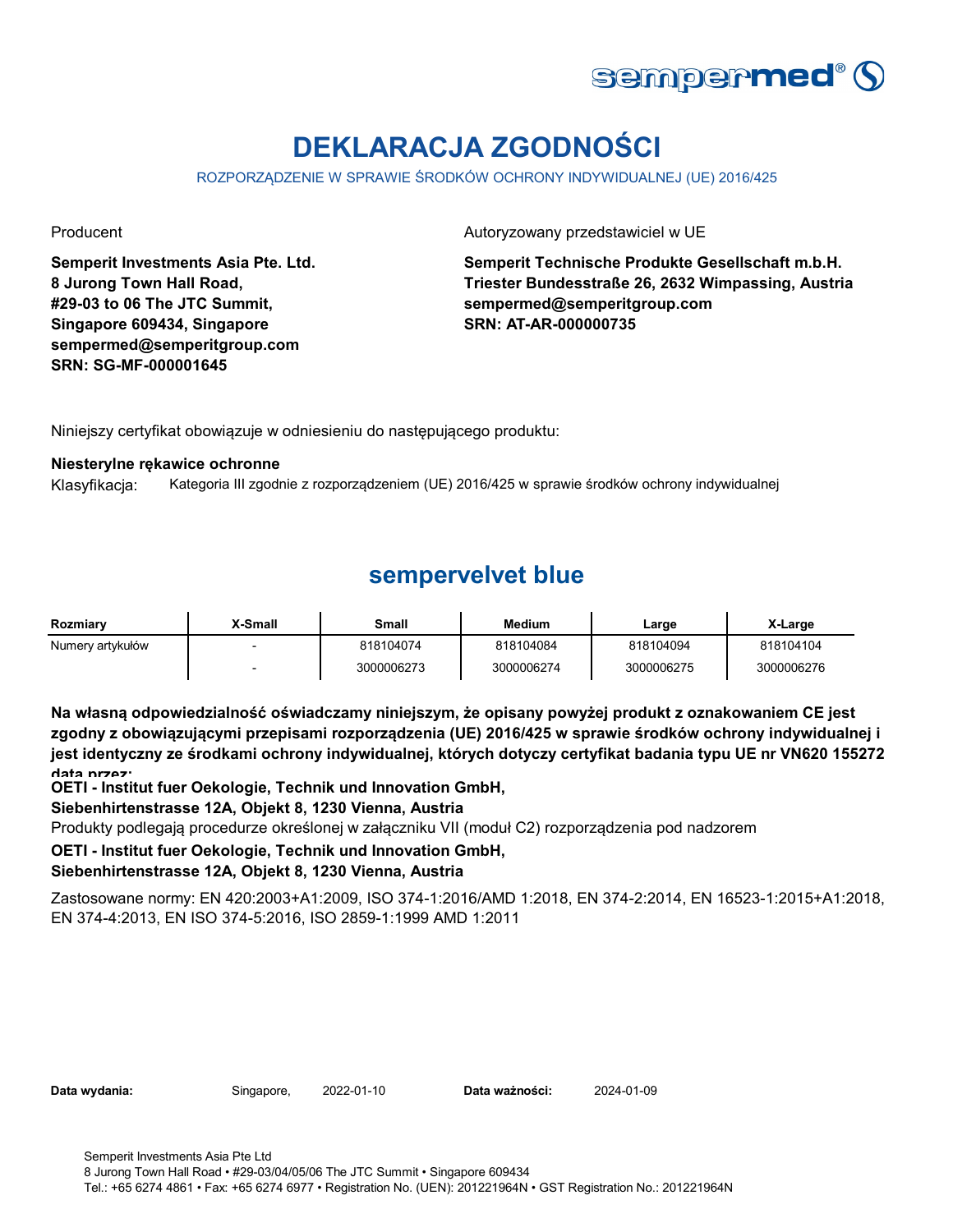# DEKLARACJA ZGODNOŚCI

ROZPORZĄDZENIE W SPRAWIE ŚRODKÓW OCHRONY INDYWIDUALNEJ (UE) 2016/425

Producent

**Semperit Investments Asia Pte. Ltd.**
**8 Jurong Town Hall Road,**
**#29-03 to 06 The JTC Summit,**
**Singapore 609434, Singapore**
**sempermed@semperitgroup.com**
**SRN: SG-MF-000001645**

Autoryzowany przedstawiciel w UE

**Semperit Technische Produkte Gesellschaft m.b.H.**
**Triester Bundesstraße 26, 2632 Wimpassing, Austria**
**sempermed@semperitgroup.com**
**SRN: AT-AR-000000735**

Niniejszy certyfikat obowiązuje w odniesieniu do następującego produktu:

**Niesterylne rękawice ochronne**

Klasyfikacja: Kategoria III zgodnie z rozporządzeniem (UE) 2016/425 w sprawie środków ochrony indywidualnej

## sempervelvet blue

| Rozmiary | X-Small | Small | Medium | Large | X-Large |
|---|---|---|---|---|---|
| Numery artykułów | - | 818104074 | 818104084 | 818104094 | 818104104 |
| | - | 3000006273 | 3000006274 | 3000006275 | 3000006276 |

**Na własną odpowiedzialność oświadczamy niniejszym, że opisany powyżej produkt z oznakowaniem CE jest zgodny z obowiązującymi przepisami rozporządzenia (UE) 2016/425 w sprawie środków ochrony indywidualnej i jest identyczny ze środkami ochrony indywidualnej, których dotyczy certyfikat badania typu UE nr VN620 155272 data przez:**

**OETI - Institut fuer Oekologie, Technik und Innovation GmbH,**
**Siebenhirtenstrasse 12A, Objekt 8, 1230 Vienna, Austria**

Produkty podlegają procedurze określonej w załączniku VII (moduł C2) rozporządzenia pod nadzorem

**OETI - Institut fuer Oekologie, Technik und Innovation GmbH,**
**Siebenhirtenstrasse 12A, Objekt 8, 1230 Vienna, Austria**

Zastosowane normy: EN 420:2003+A1:2009, ISO 374-1:2016/AMD 1:2018, EN 374-2:2014, EN 16523-1:2015+A1:2018, EN 374-4:2013, EN ISO 374-5:2016, ISO 2859-1:1999 AMD 1:2011

**Data wydania:** Singapore, 2022-01-10 **Data ważności:** 2024-01-09

Semperit Investments Asia Pte Ltd
8 Jurong Town Hall Road • #29-03/04/05/06 The JTC Summit • Singapore 609434
Tel.: +65 6274 4861 • Fax: +65 6274 6977 • Registration No. (UEN): 201221964N • GST Registration No.: 201221964N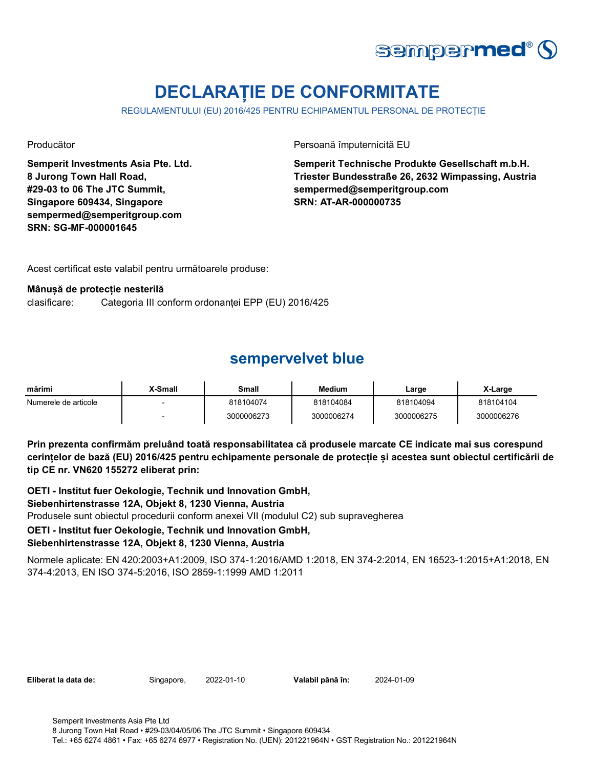# DECLARAȚIE DE CONFORMITATE

REGULAMENTULUI (EU) 2016/425 PENTRU ECHIPAMENTUL PERSONAL DE PROTECȚIE

Producător

**Semperit Investments Asia Pte. Ltd.**
**8 Jurong Town Hall Road,**
**#29-03 to 06 The JTC Summit,**
**Singapore 609434, Singapore**
**sempermed@semperitgroup.com**
**SRN: SG-MF-000001645**

Persoană împuternicită EU

**Semperit Technische Produkte Gesellschaft m.b.H.**
**Triester Bundesstraße 26, 2632 Wimpassing, Austria**
**sempermed@semperitgroup.com**
**SRN: AT-AR-000000735**

Acest certificat este valabil pentru următoarele produse:

**Mânușă de protecție nesterilă**
clasificare: Categoria III conform ordonanței EPP (EU) 2016/425

## sempervelvet blue

| mărimi | X-Small | Small | Medium | Large | X-Large |
|---|---|---|---|---|---|
| Numerele de articole | - | 818104074 | 818104084 | 818104094 | 818104104 |
| | - | 3000006273 | 3000006274 | 3000006275 | 3000006276 |

**Prin prezenta confirmăm preluând toată responsabilitatea că produsele marcate CE indicate mai sus corespund cerințelor de bază (EU) 2016/425 pentru echipamente personale de protecție și acestea sunt obiectul certificării de tip CE nr. VN620 155272 eliberat prin:**

**OETI - Institut fuer Oekologie, Technik und Innovation GmbH,**
**Siebenhirtenstrasse 12A, Objekt 8, 1230 Vienna, Austria**
Produsele sunt obiectul procedurii conform anexei VII (modulul C2) sub supravegherea
**OETI - Institut fuer Oekologie, Technik und Innovation GmbH,**
**Siebenhirtenstrasse 12A, Objekt 8, 1230 Vienna, Austria**

Normele aplicate: EN 420:2003+A1:2009, ISO 374-1:2016/AMD 1:2018, EN 374-2:2014, EN 16523-1:2015+A1:2018, EN 374-4:2013, EN ISO 374-5:2016, ISO 2859-1:1999 AMD 1:2011

**Eliberat la data de:** Singapore, 2022-01-10 **Valabil până în:** 2024-01-09

Semperit Investments Asia Pte Ltd
8 Jurong Town Hall Road • #29-03/04/05/06 The JTC Summit • Singapore 609434
Tel.: +65 6274 4861 • Fax: +65 6274 6977 • Registration No. (UEN): 201221964N • GST Registration No.: 201221964N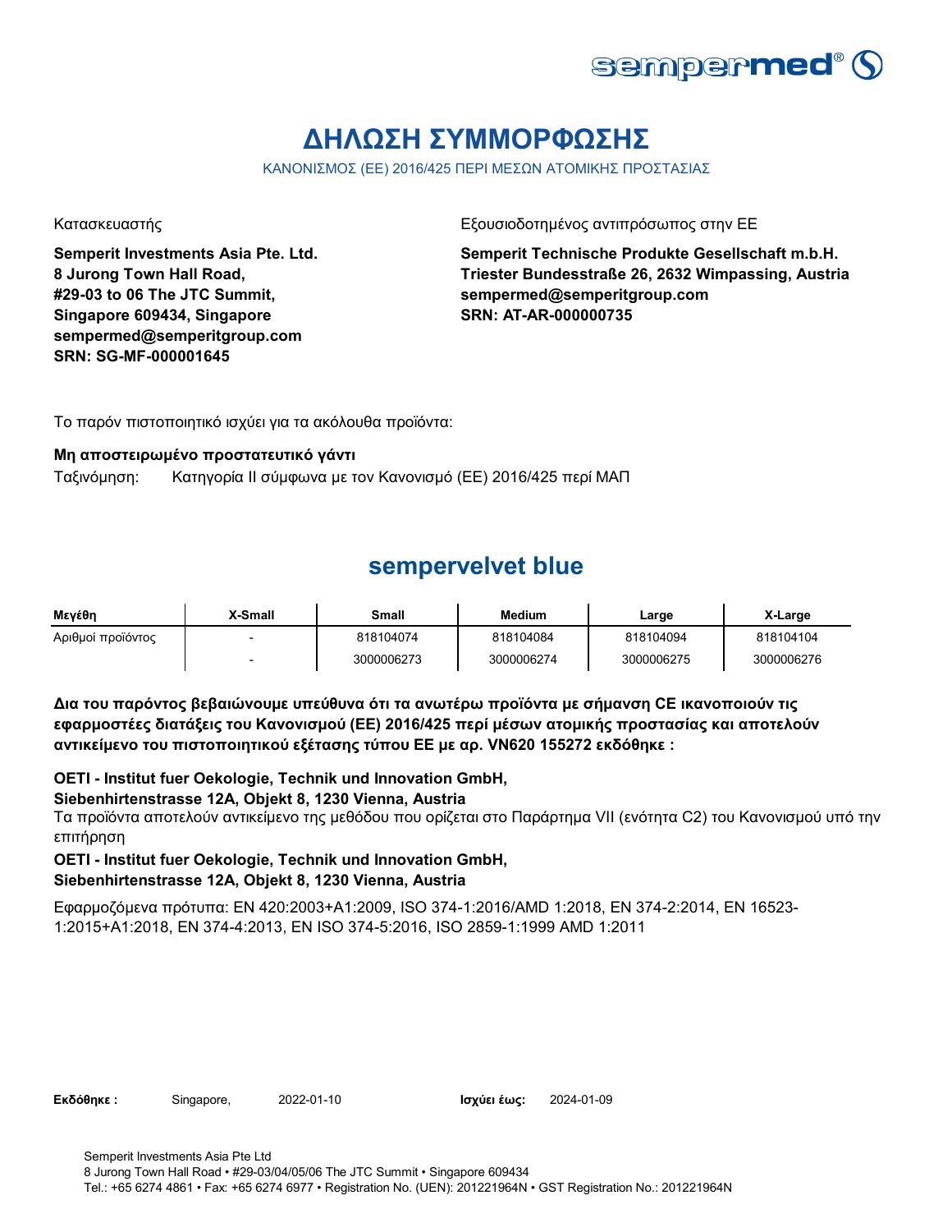# ΔΗΛΩΣΗ ΣΥΜΜΟΡΦΩΣΗΣ

ΚΑΝΟΝΙΣΜΟΣ (ΕΕ) 2016/425 ΠΕΡΙ ΜΕΣΩΝ ΑΤΟΜΙΚΗΣ ΠΡΟΣΤΑΣΙΑΣ

Κατασκευαστής

**Semperit Investments Asia Pte. Ltd.**
**8 Jurong Town Hall Road,**
**#29-03 to 06 The JTC Summit,**
**Singapore 609434, Singapore**
**sempermed@semperitgroup.com**
**SRN: SG-MF-000001645**

Εξουσιοδοτημένος αντιπρόσωπος στην ΕΕ

**Semperit Technische Produkte Gesellschaft m.b.H.**
**Triester Bundesstraße 26, 2632 Wimpassing, Austria**
**sempermed@semperitgroup.com**
**SRN: AT-AR-000000735**

Το παρόν πιστοποιητικό ισχύει για τα ακόλουθα προϊόντα:

**Μη αποστειρωμένο προστατευτικό γάντι**

Ταξινόμηση: Κατηγορία II σύμφωνα με τον Κανονισμό (ΕΕ) 2016/425 περί ΜΑΠ

## sempervelvet blue

| Μεγέθη | X-Small | Small | Medium | Large | X-Large |
|---|---|---|---|---|---|
| Αριθμοί προϊόντος | - | 818104074 | 818104084 | 818104094 | 818104104 |
| | - | 3000006273 | 3000006274 | 3000006275 | 3000006276 |

**Δια του παρόντος βεβαιώνουμε υπεύθυνα ότι τα ανωτέρω προϊόντα με σήμανση CE ικανοποιούν τις εφαρμοστέες διατάξεις του Κανονισμού (ΕΕ) 2016/425 περί μέσων ατομικής προστασίας και αποτελούν αντικείμενο του πιστοποιητικού εξέτασης τύπου ΕΕ με αρ. VN620 155272 εκδόθηκε :**

**OETI - Institut fuer Oekologie, Technik und Innovation GmbH,**
**Siebenhirtenstrasse 12A, Objekt 8, 1230 Vienna, Austria**

Τα προϊόντα αποτελούν αντικείμενο της μεθόδου που ορίζεται στο Παράρτημα VII (ενότητα C2) του Κανονισμού υπό την επιτήρηση

**OETI - Institut fuer Oekologie, Technik und Innovation GmbH,**
**Siebenhirtenstrasse 12A, Objekt 8, 1230 Vienna, Austria**

Εφαρμοζόμενα πρότυπα: EN 420:2003+A1:2009, ISO 374-1:2016/AMD 1:2018, EN 374-2:2014, EN 16523-1:2015+A1:2018, EN 374-4:2013, EN ISO 374-5:2016, ISO 2859-1:1999 AMD 1:2011

**Εκδόθηκε :** Singapore, 2022-01-10 **Ισχύει έως:** 2024-01-09

Semperit Investments Asia Pte Ltd
8 Jurong Town Hall Road • #29-03/04/05/06 The JTC Summit • Singapore 609434
Tel.: +65 6274 4861 • Fax: +65 6274 6977 • Registration No. (UEN): 201221964N • GST Registration No.: 201221964N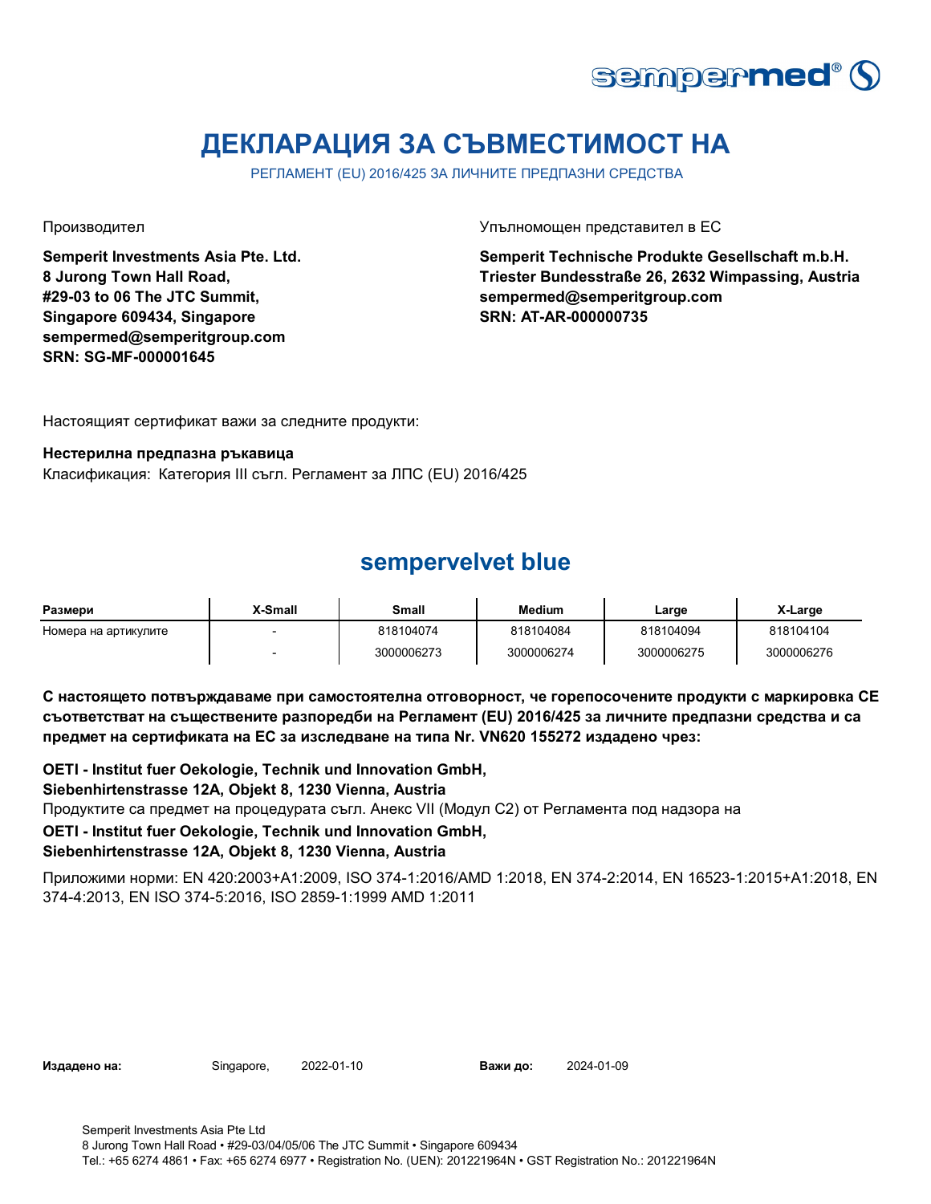sempermed®

# ДЕКЛАРАЦИЯ ЗА СЪВМЕСТИМОСТ НА

РЕГЛАМЕНТ (EU) 2016/425 ЗА ЛИЧНИТЕ ПРЕДПАЗНИ СРЕДСТВА

Производител

**Semperit Investments Asia Pte. Ltd.**
**8 Jurong Town Hall Road,**
**#29-03 to 06 The JTC Summit,**
**Singapore 609434, Singapore**
**sempermed@semperitgroup.com**
**SRN: SG-MF-000001645**

Упълномощен представител в ЕС

**Semperit Technische Produkte Gesellschaft m.b.H.**
**Triester Bundesstraße 26, 2632 Wimpassing, Austria**
**sempermed@semperitgroup.com**
**SRN: AT-AR-000000735**

Настоящият сертификат важи за следните продукти:

**Нестерилна предпазна ръкавица**
Класификация: Категория III съгл. Регламент за ЛПС (EU) 2016/425

## sempervelvet blue

| Размери | X-Small | Small | Medium | Large | X-Large |
|---|---|---|---|---|---|
| Номера на артикулите | - | 818104074 | 818104084 | 818104094 | 818104104 |
| | - | 3000006273 | 3000006274 | 3000006275 | 3000006276 |

**С настоящето потвърждаваме при самостоятелна отговорност, че горепосочените продукти с маркировка CE съответстват на съществените разпоредби на Регламент (EU) 2016/425 за личните предпазни средства и са предмет на сертификата на ЕС за изследване на типа Nr. VN620 155272 издадено чрез:**

**OETI - Institut fuer Oekologie, Technik und Innovation GmbH,**
**Siebenhirtenstrasse 12A, Objekt 8, 1230 Vienna, Austria**
Продуктите са предмет на процедурата съгл. Анекс VII (Модул С2) от Регламента под надзора на
**OETI - Institut fuer Oekologie, Technik und Innovation GmbH,**
**Siebenhirtenstrasse 12A, Objekt 8, 1230 Vienna, Austria**

Приложими норми: EN 420:2003+A1:2009, ISO 374-1:2016/AMD 1:2018, EN 374-2:2014, EN 16523-1:2015+A1:2018, EN 374-4:2013, EN ISO 374-5:2016, ISO 2859-1:1999 AMD 1:2011

**Издадено на:** Singapore, 2022-01-10 **Важи до:** 2024-01-09

Semperit Investments Asia Pte Ltd
8 Jurong Town Hall Road • #29-03/04/05/06 The JTC Summit • Singapore 609434
Tel.: +65 6274 4861 • Fax: +65 6274 6977 • Registration No. (UEN): 201221964N • GST Registration No.: 201221964N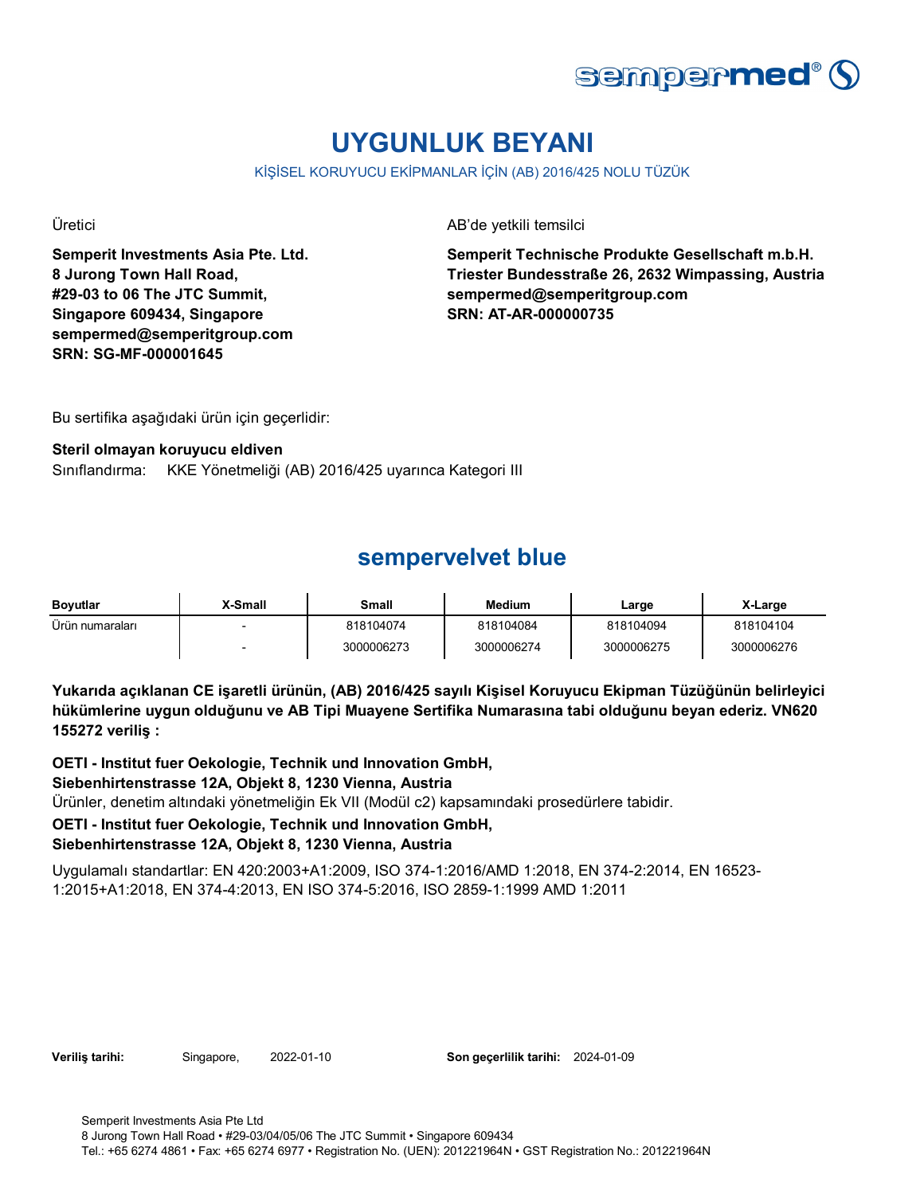sempermed®

# UYGUNLUK BEYANI

KİŞİSEL KORUYUCU EKİPMANLAR İÇİN (AB) 2016/425 NOLU TÜZÜK

Üretici

**Semperit Investments Asia Pte. Ltd.**
**8 Jurong Town Hall Road,**
**#29-03 to 06 The JTC Summit,**
**Singapore 609434, Singapore**
**sempermed@semperitgroup.com**
**SRN: SG-MF-000001645**

AB'de yetkili temsilci

**Semperit Technische Produkte Gesellschaft m.b.H.**
**Triester Bundesstraße 26, 2632 Wimpassing, Austria**
**sempermed@semperitgroup.com**
**SRN: AT-AR-000000735**

Bu sertifika aşağıdaki ürün için geçerlidir:

**Steril olmayan koruyucu eldiven**
Sınıflandırma: KKE Yönetmeliği (AB) 2016/425 uyarınca Kategori III

## sempervelvet blue

| Boyutlar | X-Small | Small | Medium | Large | X-Large |
|---|---|---|---|---|---|
| Ürün numaraları | - | 818104074 | 818104084 | 818104094 | 818104104 |
| | - | 3000006273 | 3000006274 | 3000006275 | 3000006276 |

**Yukarıda açıklanan CE işaretli ürünün, (AB) 2016/425 sayılı Kişisel Koruyucu Ekipman Tüzüğünün belirleyici hükümlerine uygun olduğunu ve AB Tipi Muayene Sertifika Numarasına tabi olduğunu beyan ederiz. VN620 155272 veriliş :**

**OETI - Institut fuer Oekologie, Technik und Innovation GmbH,**
**Siebenhirtenstrasse 12A, Objekt 8, 1230 Vienna, Austria**
Ürünler, denetim altındaki yönetmeliğin Ek VII (Modül c2) kapsamındaki prosedürlere tabidir.
**OETI - Institut fuer Oekologie, Technik und Innovation GmbH,**
**Siebenhirtenstrasse 12A, Objekt 8, 1230 Vienna, Austria**

Uygulamalı standartlar: EN 420:2003+A1:2009, ISO 374-1:2016/AMD 1:2018, EN 374-2:2014, EN 16523-1:2015+A1:2018, EN 374-4:2013, EN ISO 374-5:2016, ISO 2859-1:1999 AMD 1:2011

**Veriliş tarihi:** Singapore, 2022-01-10 **Son geçerlilik tarihi:** 2024-01-09

Semperit Investments Asia Pte Ltd
8 Jurong Town Hall Road • #29-03/04/05/06 The JTC Summit • Singapore 609434
Tel.: +65 6274 4861 • Fax: +65 6274 6977 • Registration No. (UEN): 201221964N • GST Registration No.: 201221964N